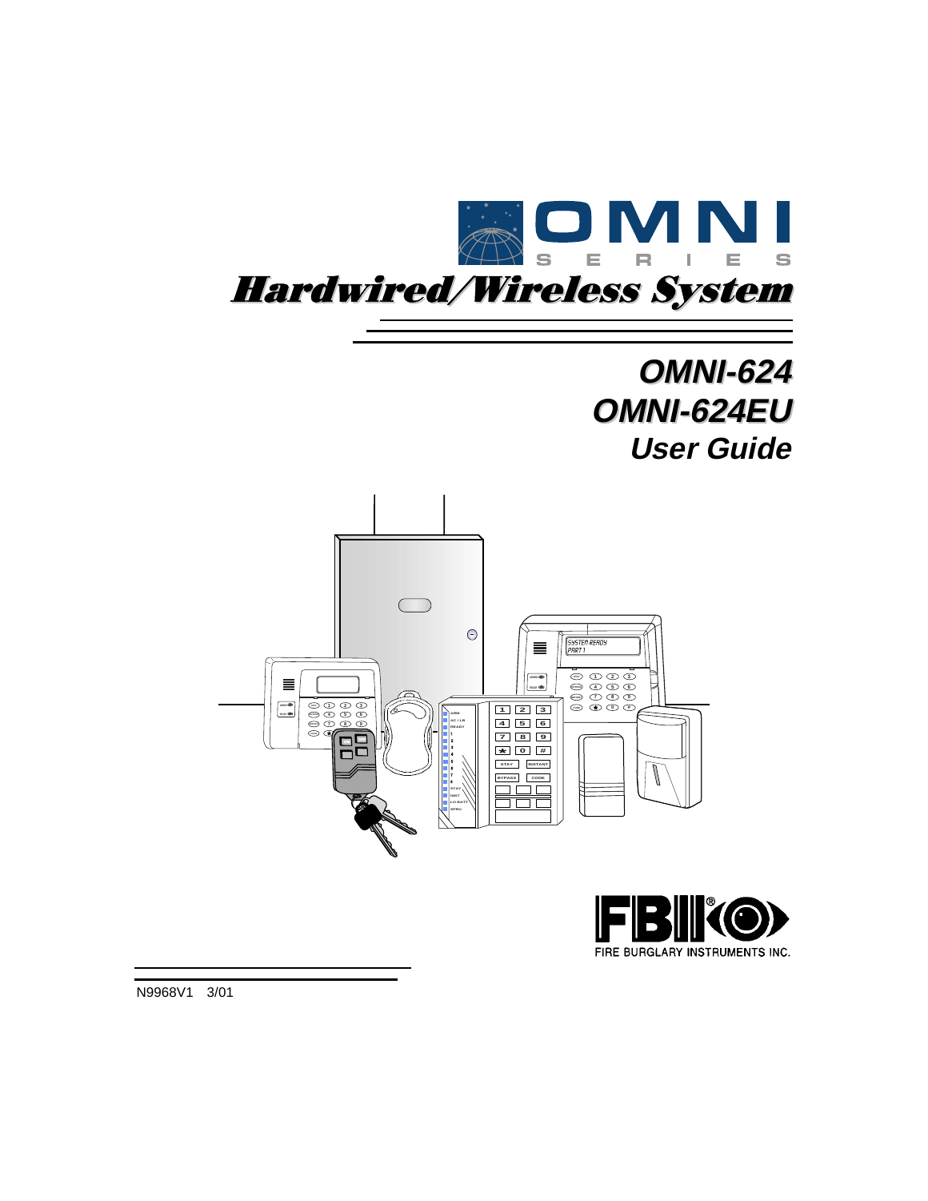# OMNI SERIES

# Hardwired/Wireless System

## OMNI-624
## OMNI-624EU
## User Guide

FBII®

FIRE BURGLARY INSTRUMENTS INC.

N9968V1 3/01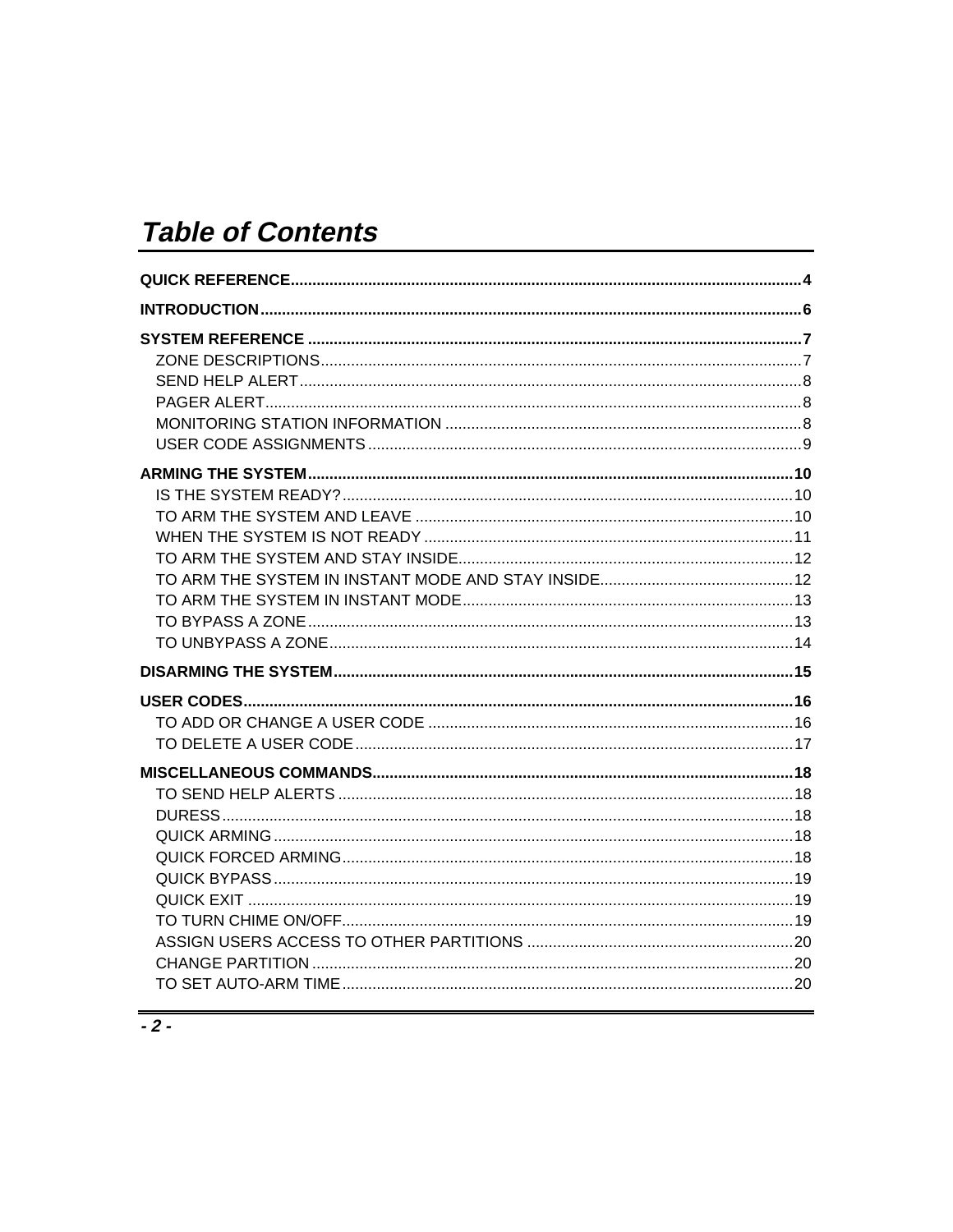# *Table of Contents*

**QUICK REFERENCE**......................................................................................................................4

**INTRODUCTION**............................................................................................................................6

**SYSTEM REFERENCE** ..................................................................................................................7

- ZONE DESCRIPTIONS...............................................................................................................7
- SEND HELP ALERT...................................................................................................................8
- PAGER ALERT...........................................................................................................................8
- MONITORING STATION INFORMATION ..................................................................................8
- USER CODE ASSIGNMENTS ....................................................................................................9

**ARMING THE SYSTEM**................................................................................................................10

- IS THE SYSTEM READY?........................................................................................................10
- TO ARM THE SYSTEM AND LEAVE .......................................................................................10
- WHEN THE SYSTEM IS NOT READY .....................................................................................11
- TO ARM THE SYSTEM AND STAY INSIDE.............................................................................12
- TO ARM THE SYSTEM IN INSTANT MODE AND STAY INSIDE.............................................12
- TO ARM THE SYSTEM IN INSTANT MODE............................................................................13
- TO BYPASS A ZONE................................................................................................................13
- TO UNBYPASS A ZONE...........................................................................................................14

**DISARMING THE SYSTEM**..........................................................................................................15

**USER CODES**..............................................................................................................................16

- TO ADD OR CHANGE A USER CODE ....................................................................................16
- TO DELETE A USER CODE.....................................................................................................17

**MISCELLANEOUS COMMANDS**.................................................................................................18

- TO SEND HELP ALERTS .........................................................................................................18
- DURESS....................................................................................................................................18
- QUICK ARMING........................................................................................................................18
- QUICK FORCED ARMING........................................................................................................18
- QUICK BYPASS........................................................................................................................19
- QUICK EXIT .............................................................................................................................19
- TO TURN CHIME ON/OFF........................................................................................................19
- ASSIGN USERS ACCESS TO OTHER PARTITIONS .............................................................20
- CHANGE PARTITION ...............................................................................................................20
- TO SET AUTO-ARM TIME........................................................................................................20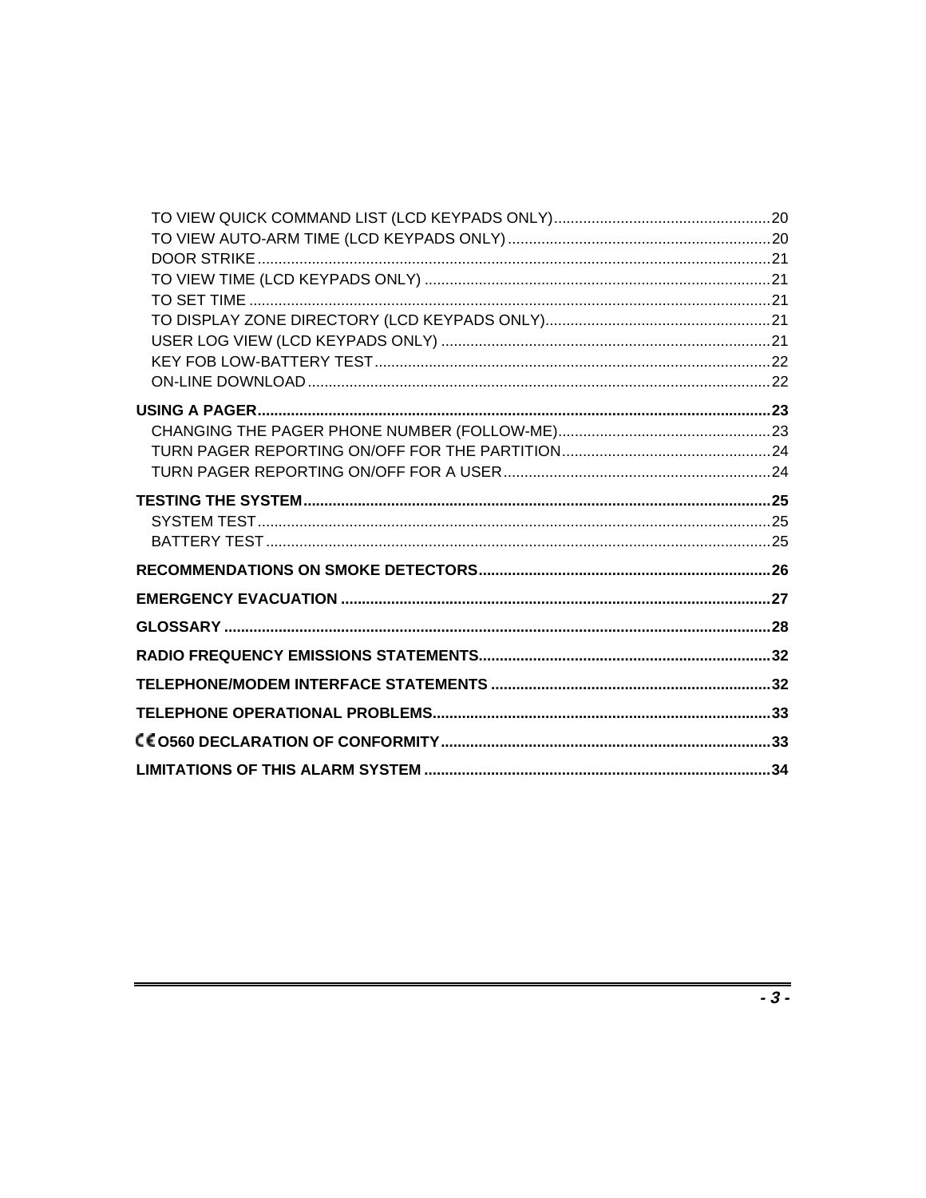TO VIEW QUICK COMMAND LIST (LCD KEYPADS ONLY) .................................................... 20
TO VIEW AUTO-ARM TIME (LCD KEYPADS ONLY) ............................................................... 20
DOOR STRIKE ........................................................................................................... 21
TO VIEW TIME (LCD KEYPADS ONLY) ......................................................................... 21
TO SET TIME ............................................................................................................ 21
TO DISPLAY ZONE DIRECTORY (LCD KEYPADS ONLY) ................................................... 21
USER LOG VIEW (LCD KEYPADS ONLY) ...................................................................... 21
KEY FOB LOW-BATTERY TEST ..................................................................................... 22
ON-LINE DOWNLOAD ................................................................................................. 22

**USING A PAGER ............................................................................................................ 23**

CHANGING THE PAGER PHONE NUMBER (FOLLOW-ME) .................................................. 23
TURN PAGER REPORTING ON/OFF FOR THE PARTITION .................................................. 24
TURN PAGER REPORTING ON/OFF FOR A USER ........................................................... 24

**TESTING THE SYSTEM ................................................................................................... 25**

SYSTEM TEST ........................................................................................................... 25
BATTERY TEST ......................................................................................................... 25

**RECOMMENDATIONS ON SMOKE DETECTORS ..................................................................... 26**

**EMERGENCY EVACUATION ............................................................................................. 27**

**GLOSSARY .................................................................................................................... 28**

**RADIO FREQUENCY EMISSIONS STATEMENTS ..................................................................... 32**

**TELEPHONE/MODEM INTERFACE STATEMENTS .................................................................. 32**

**TELEPHONE OPERATIONAL PROBLEMS ............................................................................. 33**

**CE O560 DECLARATION OF CONFORMITY ......................................................................... 33**

**LIMITATIONS OF THIS ALARM SYSTEM .............................................................................. 34**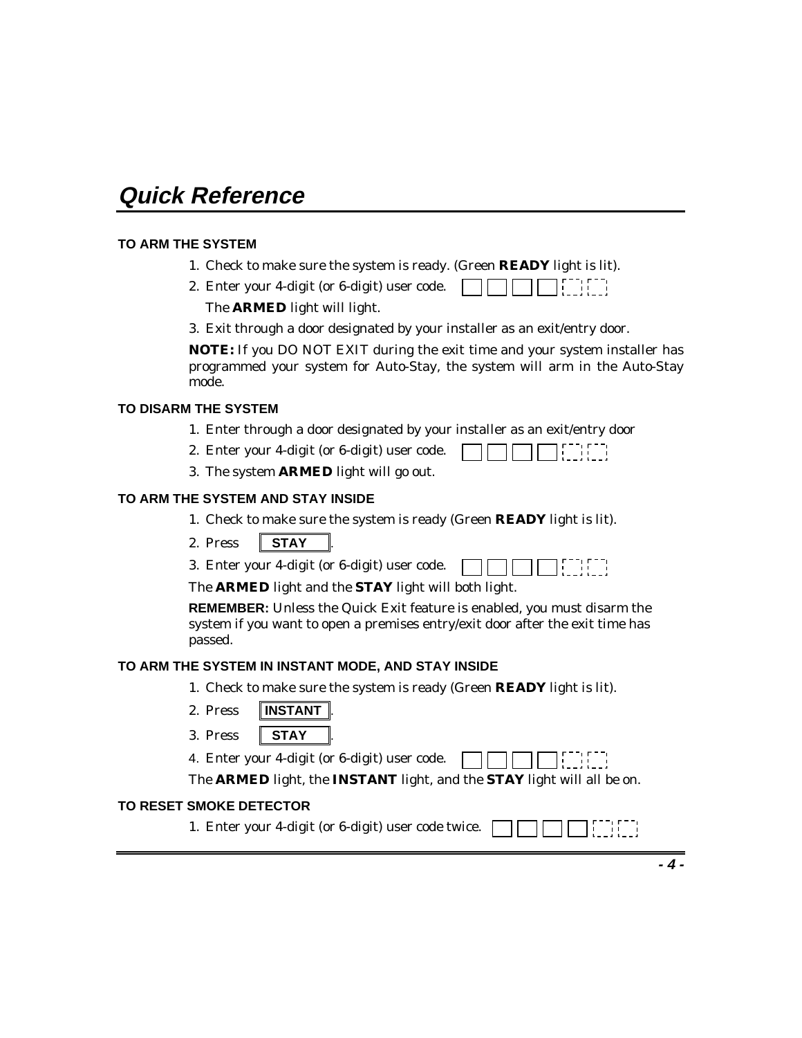# Quick Reference

## TO ARM THE SYSTEM

1. Check to make sure the system is ready. (Green **READY** light is lit).
2. Enter your 4-digit (or 6-digit) user code. ☐☐☐☐ ⬚⬚

   The **ARMED** light will light.
3. Exit through a door designated by your installer as an exit/entry door.

**NOTE:** If you DO NOT EXIT during the exit time and your system installer has programmed your system for Auto-Stay, the system will arm in the Auto-Stay mode.

## TO DISARM THE SYSTEM

1. Enter through a door designated by your installer as an exit/entry door
2. Enter your 4-digit (or 6-digit) user code. ☐☐☐☐ ⬚⬚
3. The system **ARMED** light will go out.

## TO ARM THE SYSTEM AND STAY INSIDE

1. Check to make sure the system is ready (Green **READY** light is lit).
2. Press **[STAY]**.
3. Enter your 4-digit (or 6-digit) user code. ☐☐☐☐ ⬚⬚

The **ARMED** light and the **STAY** light will both light.

**REMEMBER:** Unless the Quick Exit feature is enabled, you must disarm the system if you want to open a premises entry/exit door after the exit time has passed.

## TO ARM THE SYSTEM IN INSTANT MODE, AND STAY INSIDE

1. Check to make sure the system is ready (Green **READY** light is lit).
2. Press **[INSTANT]**.
3. Press **[STAY]**.
4. Enter your 4-digit (or 6-digit) user code. ☐☐☐☐ ⬚⬚

The **ARMED** light, the **INSTANT** light, and the **STAY** light will all be on.

## TO RESET SMOKE DETECTOR

1. Enter your 4-digit (or 6-digit) user code twice. ☐☐☐☐ ⬚⬚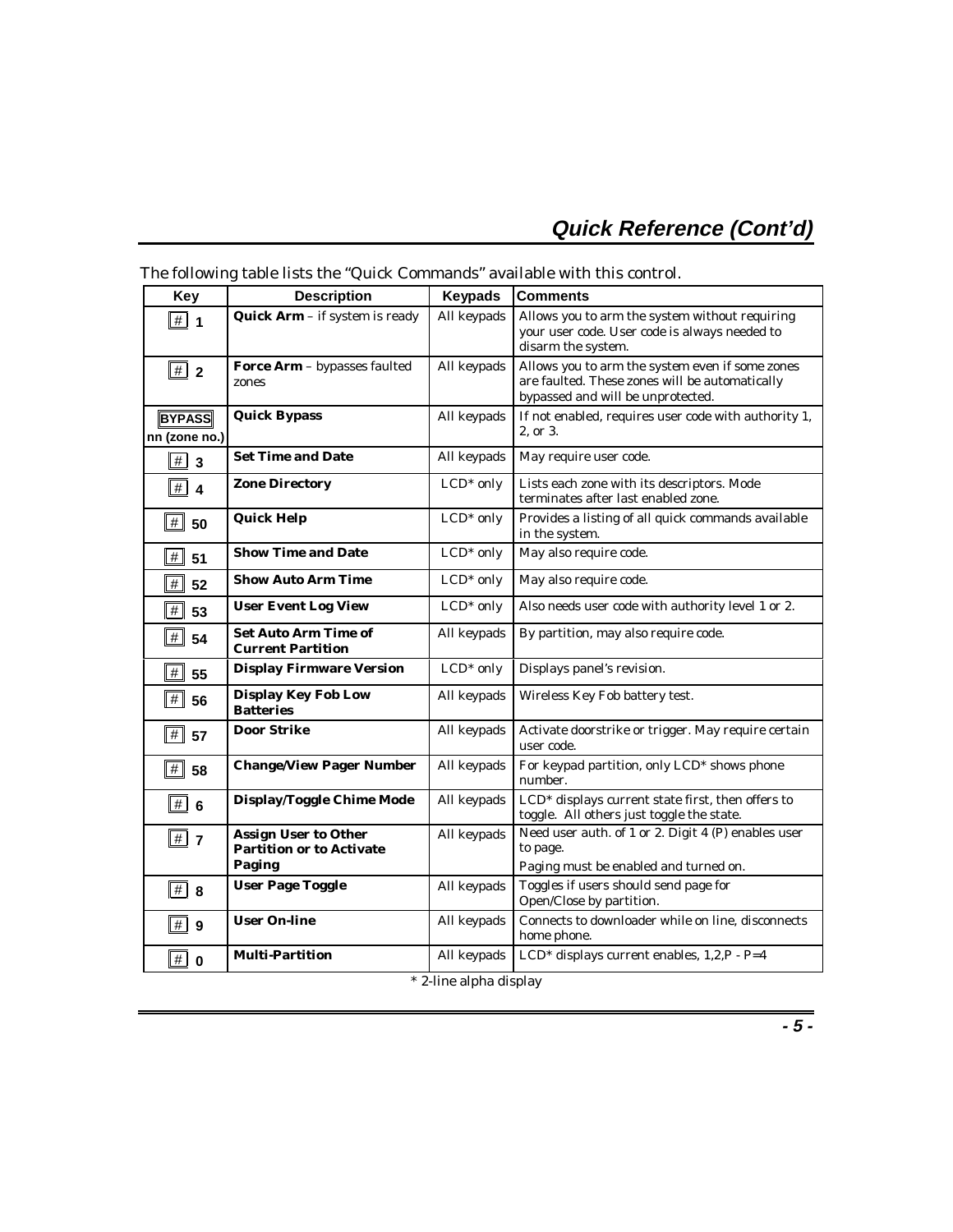## Quick Reference (Cont'd)

The following table lists the "Quick Commands" available with this control.

| Key | Description | Keypads | Comments |
|---|---|---|---|
| # 1 | **Quick Arm** – if system is ready | All keypads | Allows you to arm the system without requiring your user code. User code is always needed to disarm the system. |
| # 2 | **Force Arm** – bypasses faulted zones | All keypads | Allows you to arm the system even if some zones are faulted. These zones will be automatically bypassed and will be unprotected. |
| BYPASS nn (zone no.) | **Quick Bypass** | All keypads | If not enabled, requires user code with authority 1, 2, or 3. |
| # 3 | **Set Time and Date** | All keypads | May require user code. |
| # 4 | **Zone Directory** | LCD* only | Lists each zone with its descriptors. Mode terminates after last enabled zone. |
| # 50 | **Quick Help** | LCD* only | Provides a listing of all quick commands available in the system. |
| # 51 | **Show Time and Date** | LCD* only | May also require code. |
| # 52 | **Show Auto Arm Time** | LCD* only | May also require code. |
| # 53 | **User Event Log View** | LCD* only | Also needs user code with authority level 1 or 2. |
| # 54 | **Set Auto Arm Time of Current Partition** | All keypads | By partition, may also require code. |
| # 55 | **Display Firmware Version** | LCD* only | Displays panel's revision. |
| # 56 | **Display Key Fob Low Batteries** | All keypads | Wireless Key Fob battery test. |
| # 57 | **Door Strike** | All keypads | Activate doorstrike or trigger. May require certain user code. |
| # 58 | **Change/View Pager Number** | All keypads | For keypad partition, only LCD* shows phone number. |
| # 6 | **Display/Toggle Chime Mode** | All keypads | LCD* displays current state first, then offers to toggle. All others just toggle the state. |
| # 7 | **Assign User to Other Partition or to Activate Paging** | All keypads | Need user auth. of 1 or 2. Digit 4 (P) enables user to page. Paging must be enabled and turned on. |
| # 8 | **User Page Toggle** | All keypads | Toggles if users should send page for Open/Close by partition. |
| # 9 | **User On-line** | All keypads | Connects to downloader while on line, disconnects home phone. |
| # 0 | **Multi-Partition** | All keypads | LCD* displays current enables, 1,2,P - P=4 |

\* 2-line alpha display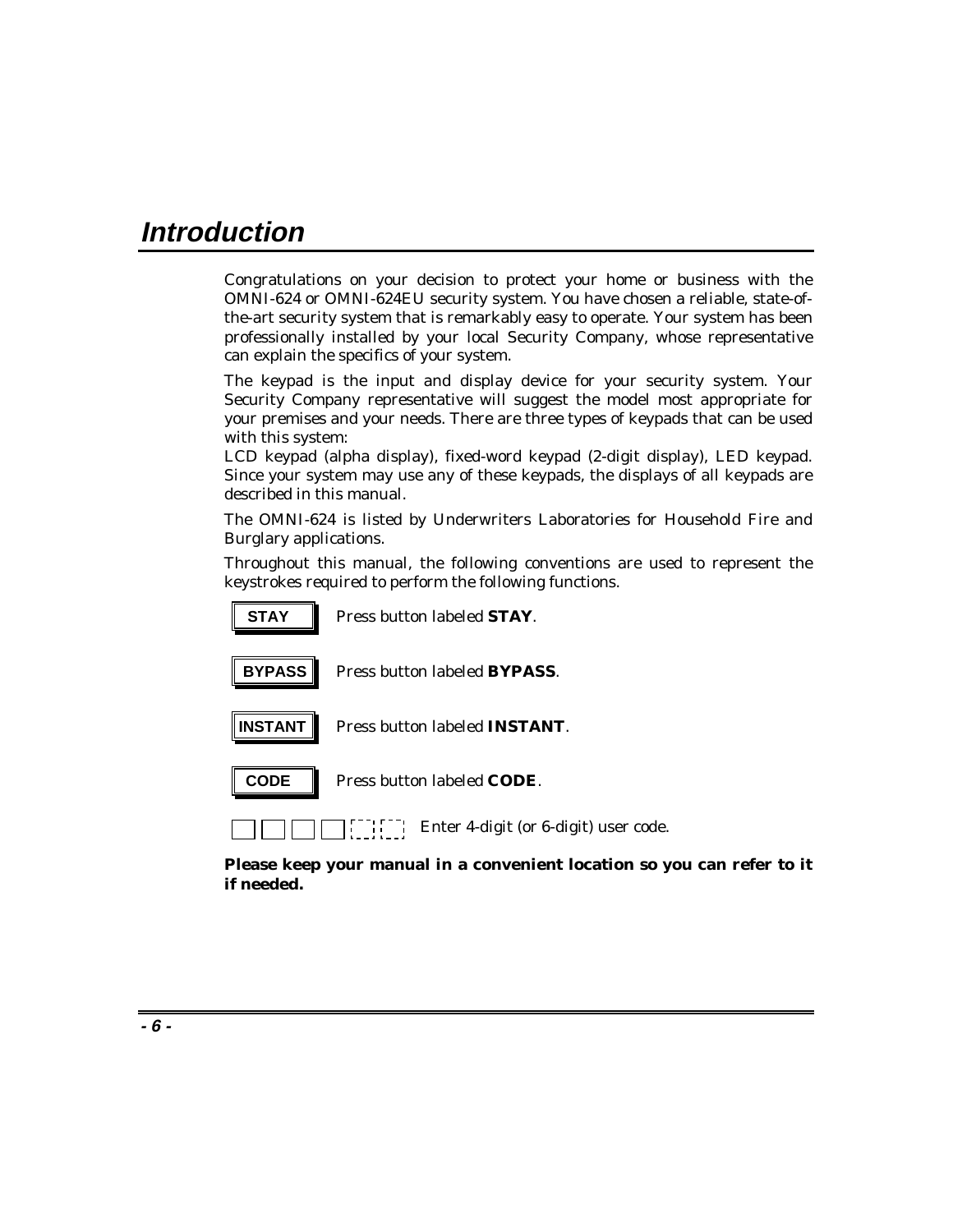# Introduction

Congratulations on your decision to protect your home or business with the OMNI-624 or OMNI-624EU security system. You have chosen a reliable, state-of-the-art security system that is remarkably easy to operate. Your system has been professionally installed by your local Security Company, whose representative can explain the specifics of your system.

The keypad is the input and display device for your security system. Your Security Company representative will suggest the model most appropriate for your premises and your needs. There are three types of keypads that can be used with this system:
LCD keypad (alpha display), fixed-word keypad (2-digit display), LED keypad. Since your system may use any of these keypads, the displays of all keypads are described in this manual.

The OMNI-624 is listed by Underwriters Laboratories for Household Fire and Burglary applications.

Throughout this manual, the following conventions are used to represent the keystrokes required to perform the following functions.

| Key | Function |
| --- | --- |
| STAY | Press button labeled **STAY**. |
| BYPASS | Press button labeled **BYPASS**. |
| INSTANT | Press button labeled **INSTANT**. |
| CODE | Press button labeled **CODE**. |
| [ ] [ ] [ ] [ ] [ ] [ ] | Enter 4-digit (or 6-digit) user code. |

**Please keep your manual in a convenient location so you can refer to it if needed.**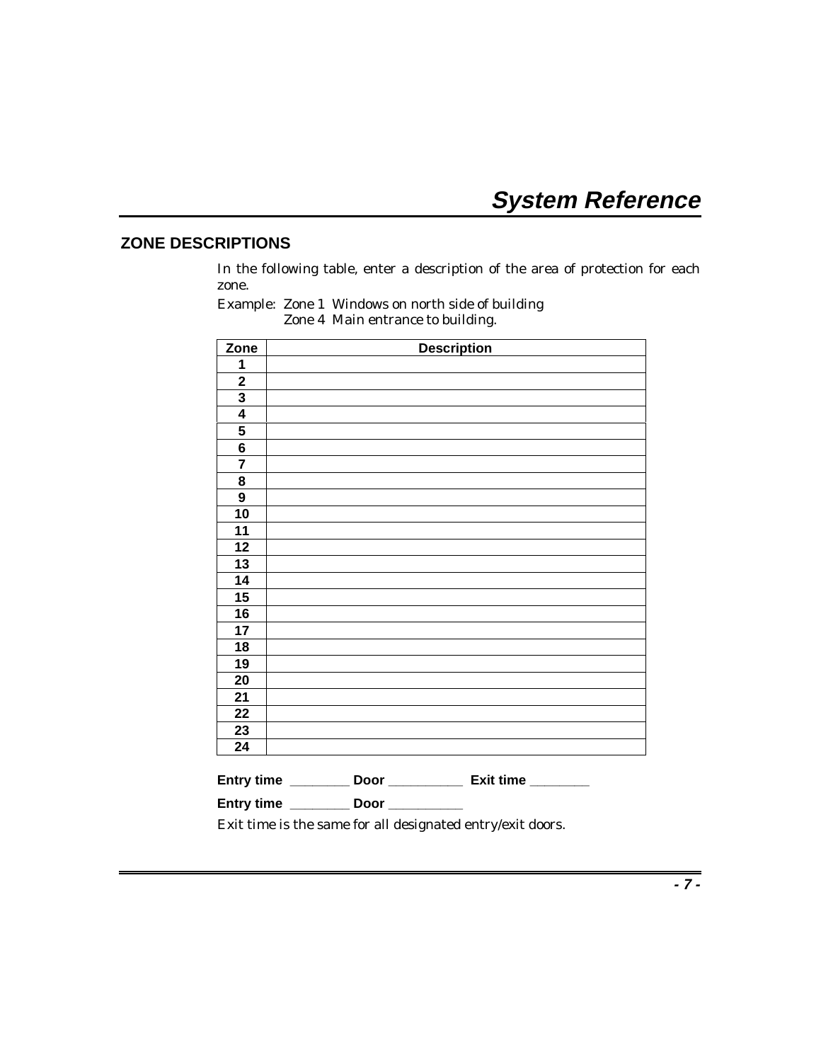# System Reference

## ZONE DESCRIPTIONS

In the following table, enter a description of the area of protection for each zone.

Example: Zone 1 Windows on north side of building
Zone 4 Main entrance to building.

| Zone | Description |
|---|---|
| 1 | |
| 2 | |
| 3 | |
| 4 | |
| 5 | |
| 6 | |
| 7 | |
| 8 | |
| 9 | |
| 10 | |
| 11 | |
| 12 | |
| 13 | |
| 14 | |
| 15 | |
| 16 | |
| 17 | |
| 18 | |
| 19 | |
| 20 | |
| 21 | |
| 22 | |
| 23 | |
| 24 | |

**Entry time** ________ **Door** __________ **Exit time** ________

**Entry time** ________ **Door** __________

Exit time is the same for all designated entry/exit doors.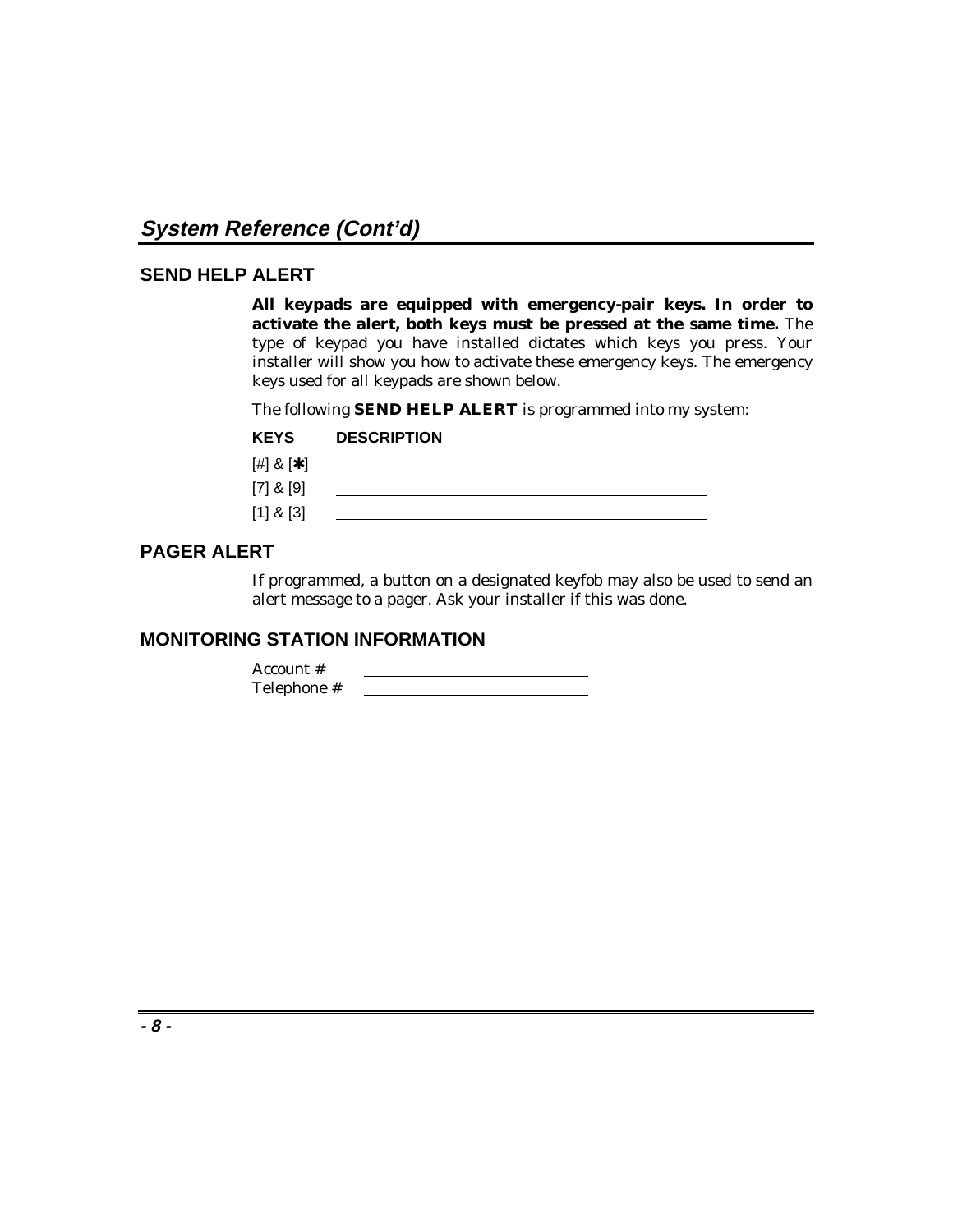## System Reference (Cont'd)

### SEND HELP ALERT

**All keypads are equipped with emergency-pair keys. In order to activate the alert, both keys must be pressed at the same time.** The type of keypad you have installed dictates which keys you press. Your installer will show you how to activate these emergency keys. The emergency keys used for all keypads are shown below.

The following **SEND HELP ALERT** is programmed into my system:

| KEYS | DESCRIPTION |
|---|---|
| [#] & [✱] | ______________________________ |
| [7] & [9] | ______________________________ |
| [1] & [3] | ______________________________ |

### PAGER ALERT

If programmed, a button on a designated keyfob may also be used to send an alert message to a pager. Ask your installer if this was done.

### MONITORING STATION INFORMATION

Account # ____________________
Telephone # ____________________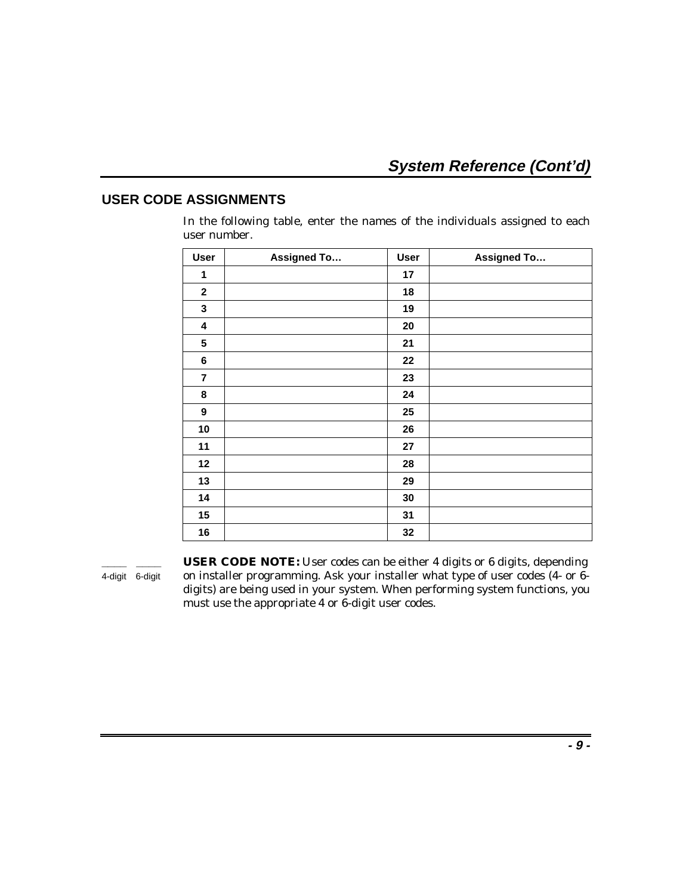## USER CODE ASSIGNMENTS

In the following table, enter the names of the individuals assigned to each user number.

| User | Assigned To… | User | Assigned To… |
|---|---|---|---|
| 1 | | 17 | |
| 2 | | 18 | |
| 3 | | 19 | |
| 4 | | 20 | |
| 5 | | 21 | |
| 6 | | 22 | |
| 7 | | 23 | |
| 8 | | 24 | |
| 9 | | 25 | |
| 10 | | 26 | |
| 11 | | 27 | |
| 12 | | 28 | |
| 13 | | 29 | |
| 14 | | 30 | |
| 15 | | 31 | |
| 16 | | 32 | |

____ 4-digit ____ 6-digit

**USER CODE NOTE:** User codes can be either 4 digits or 6 digits, depending on installer programming. Ask your installer what type of user codes (4- or 6-digits) are being used in your system. When performing system functions, you must use the appropriate 4 or 6-digit user codes.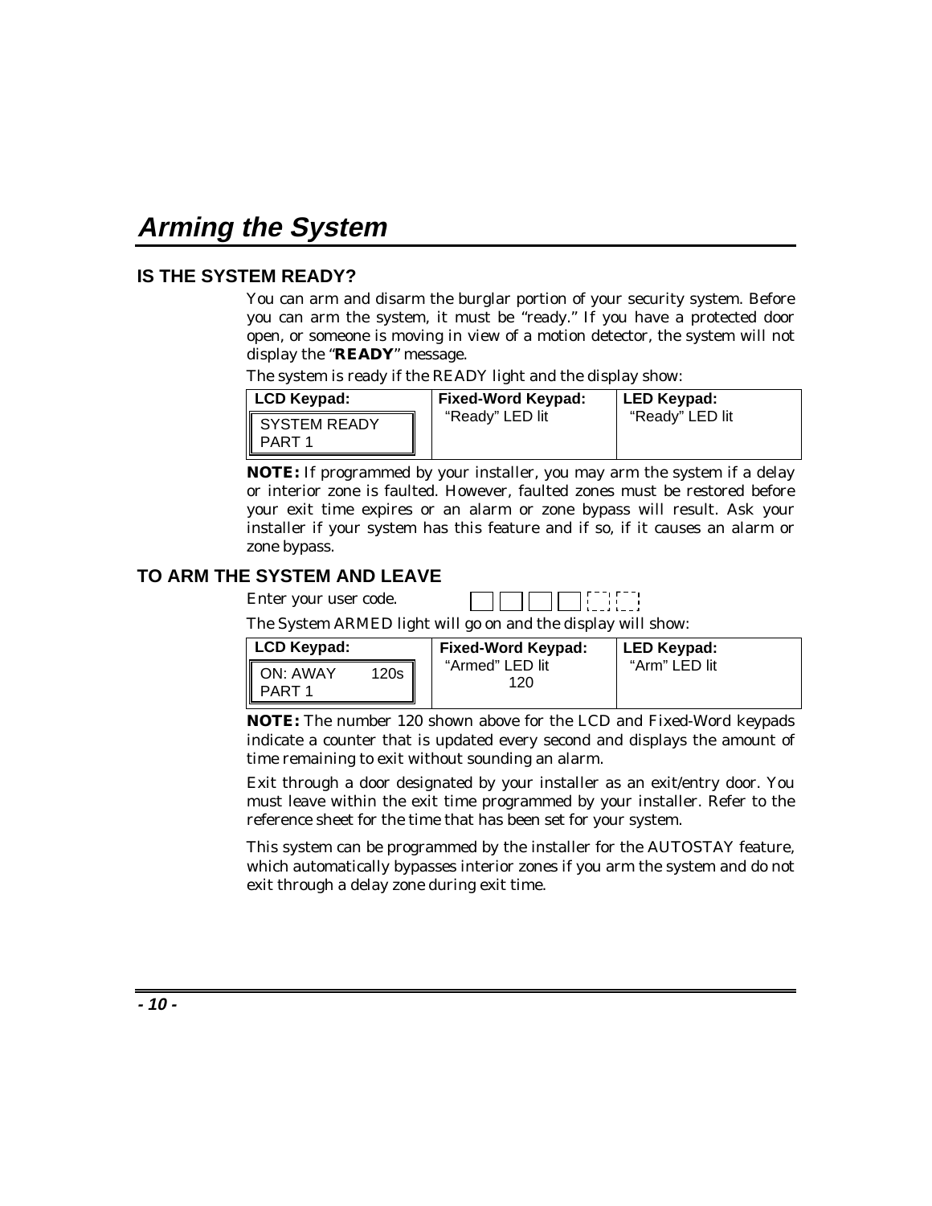# Arming the System

## IS THE SYSTEM READY?

You can arm and disarm the burglar portion of your security system. Before you can arm the system, it must be "ready." If you have a protected door open, or someone is moving in view of a motion detector, the system will not display the "**READY**" message.

The system is ready if the READY light and the display show:

| LCD Keypad: | Fixed-Word Keypad: | LED Keypad: |
|---|---|---|
| SYSTEM READY<br>PART 1 | "Ready" LED lit | "Ready" LED lit |

**NOTE:** If programmed by your installer, you may arm the system if a delay or interior zone is faulted. However, faulted zones must be restored before your exit time expires or an alarm or zone bypass will result. Ask your installer if your system has this feature and if so, if it causes an alarm or zone bypass.

## TO ARM THE SYSTEM AND LEAVE

Enter your user code.

The System ARMED light will go on and the display will show:

| LCD Keypad: | Fixed-Word Keypad: | LED Keypad: |
|---|---|---|
| ON: AWAY 120s<br>PART 1 | "Armed" LED lit<br>120 | "Arm" LED lit |

**NOTE:** The number 120 shown above for the LCD and Fixed-Word keypads indicate a counter that is updated every second and displays the amount of time remaining to exit without sounding an alarm.

Exit through a door designated by your installer as an exit/entry door. You must leave within the exit time programmed by your installer. Refer to the reference sheet for the time that has been set for your system.

This system can be programmed by the installer for the AUTOSTAY feature, which automatically bypasses interior zones if you arm the system and do not exit through a delay zone during exit time.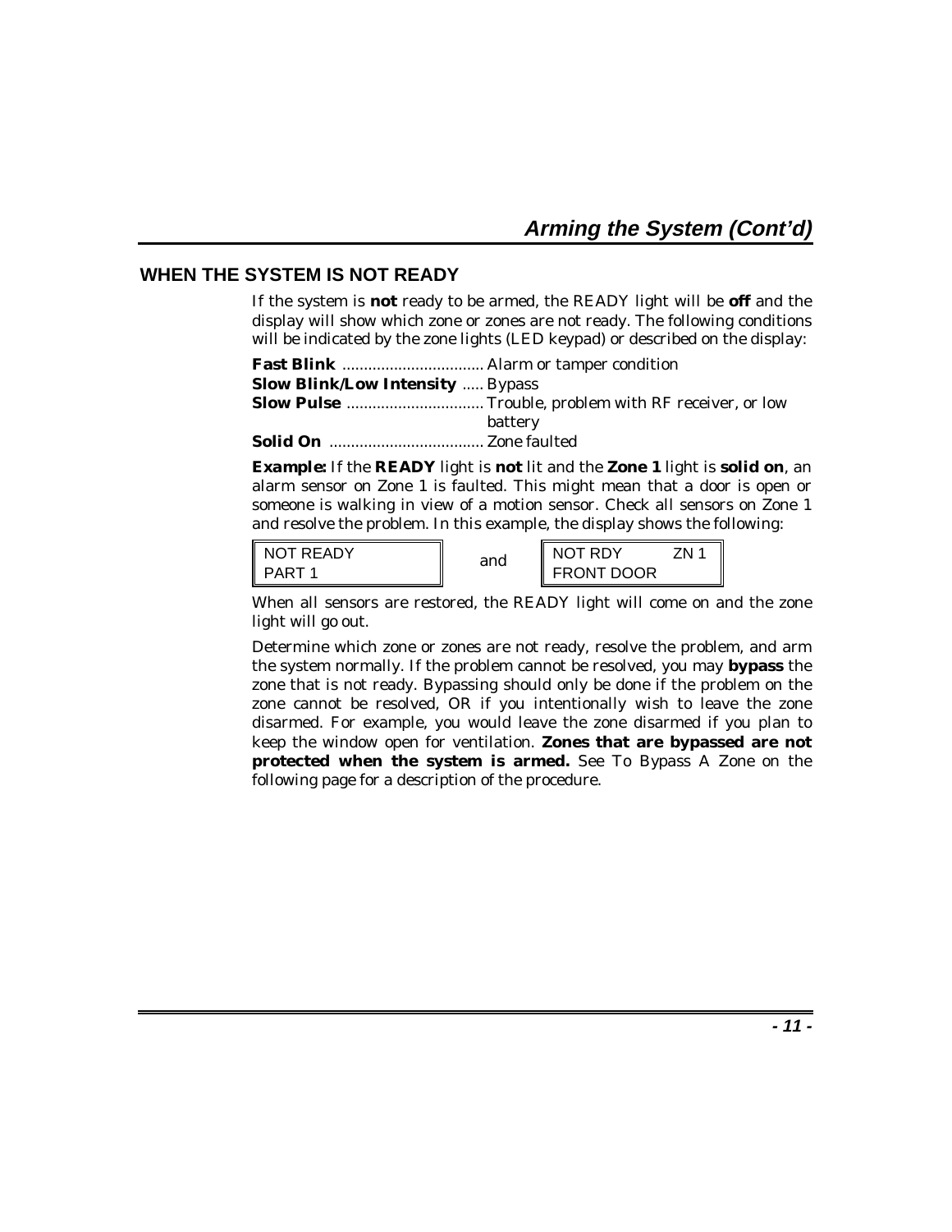## Arming the System (Cont'd)

### WHEN THE SYSTEM IS NOT READY

If the system is **not** ready to be armed, the READY light will be **off** and the display will show which zone or zones are not ready. The following conditions will be indicated by the zone lights (LED keypad) or described on the display:

**Fast Blink** ................................ Alarm or tamper condition
**Slow Blink/Low Intensity** ..... Bypass
**Slow Pulse** ............................... Trouble, problem with RF receiver, or low battery
**Solid On** ................................... Zone faulted

***Example:*** If the **READY** light is **not** lit and the **Zone 1** light is **solid on**, an alarm sensor on Zone 1 is faulted. This might mean that a door is open or someone is walking in view of a motion sensor. Check all sensors on Zone 1 and resolve the problem. In this example, the display shows the following:

```
NOT READY
PART 1
```

and

```
NOT RDY         ZN 1
FRONT DOOR
```

When all sensors are restored, the READY light will come on and the zone light will go out.

Determine which zone or zones are not ready, resolve the problem, and arm the system normally. If the problem cannot be resolved, you may **bypass** the zone that is not ready. Bypassing should only be done if the problem on the zone cannot be resolved, OR if you intentionally wish to leave the zone disarmed. For example, you would leave the zone disarmed if you plan to keep the window open for ventilation. **Zones that are bypassed are not protected when the system is armed.** See To Bypass A Zone on the following page for a description of the procedure.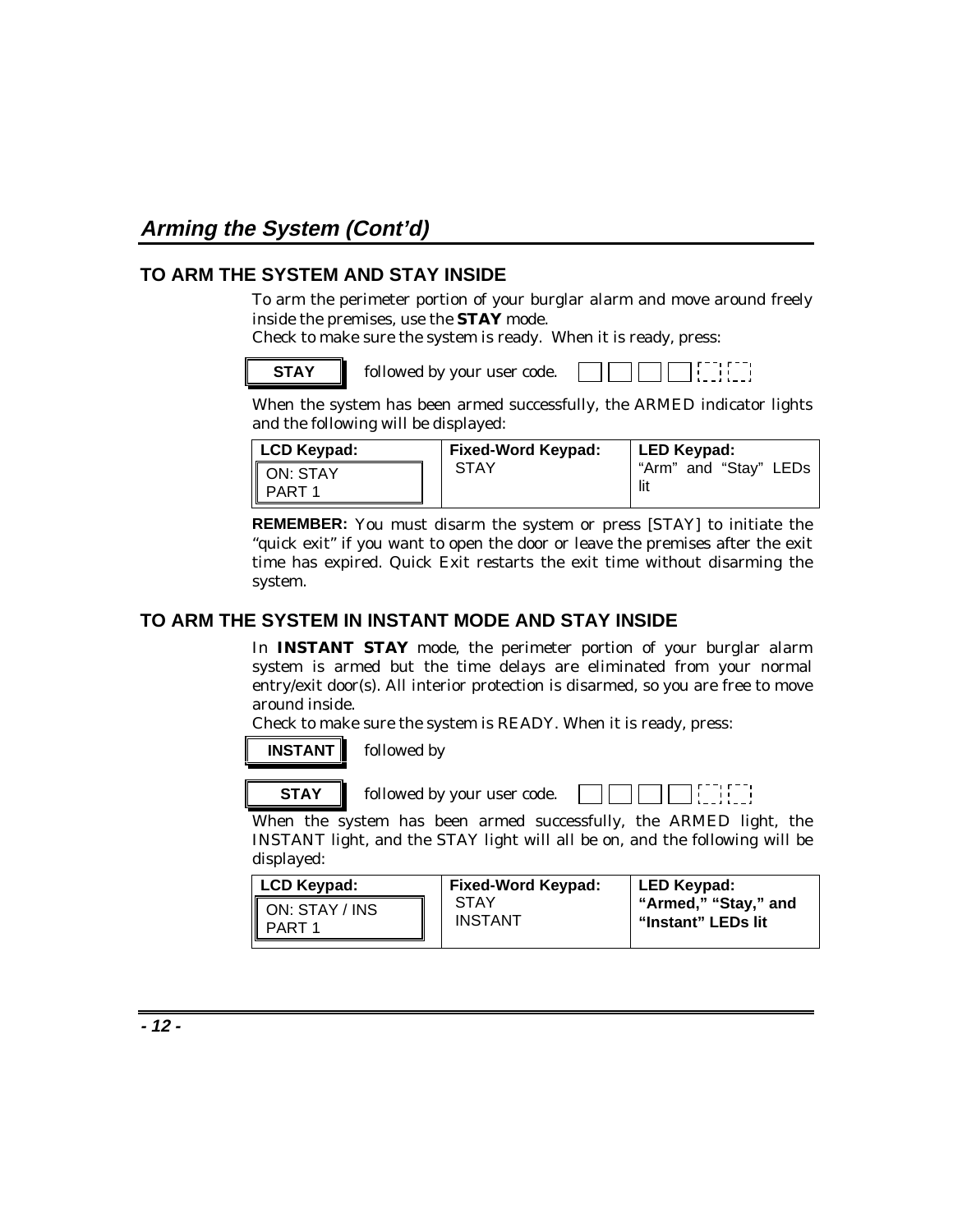## *Arming the System (Cont'd)*

### TO ARM THE SYSTEM AND STAY INSIDE

To arm the perimeter portion of your burglar alarm and move around freely inside the premises, use the **STAY** mode.

Check to make sure the system is ready. When it is ready, press:

**STAY** followed by your user code.

When the system has been armed successfully, the ARMED indicator lights and the following will be displayed:

| LCD Keypad: | Fixed-Word Keypad: | LED Keypad: |
|---|---|---|
| ON: STAY<br>PART 1 | STAY | "Arm" and "Stay" LEDs lit |

**REMEMBER:** You must disarm the system or press [STAY] to initiate the "quick exit" if you want to open the door or leave the premises after the exit time has expired. Quick Exit restarts the exit time without disarming the system.

### TO ARM THE SYSTEM IN INSTANT MODE AND STAY INSIDE

In **INSTANT STAY** mode, the perimeter portion of your burglar alarm system is armed but the time delays are eliminated from your normal entry/exit door(s). All interior protection is disarmed, so you are free to move around inside.

Check to make sure the system is READY. When it is ready, press:

**INSTANT** followed by

**STAY** followed by your user code.

When the system has been armed successfully, the ARMED light, the INSTANT light, and the STAY light will all be on, and the following will be displayed:

| LCD Keypad: | Fixed-Word Keypad: | LED Keypad: |
|---|---|---|
| ON: STAY / INS<br>PART 1 | STAY<br>INSTANT | **"Armed," "Stay," and "Instant" LEDs lit** |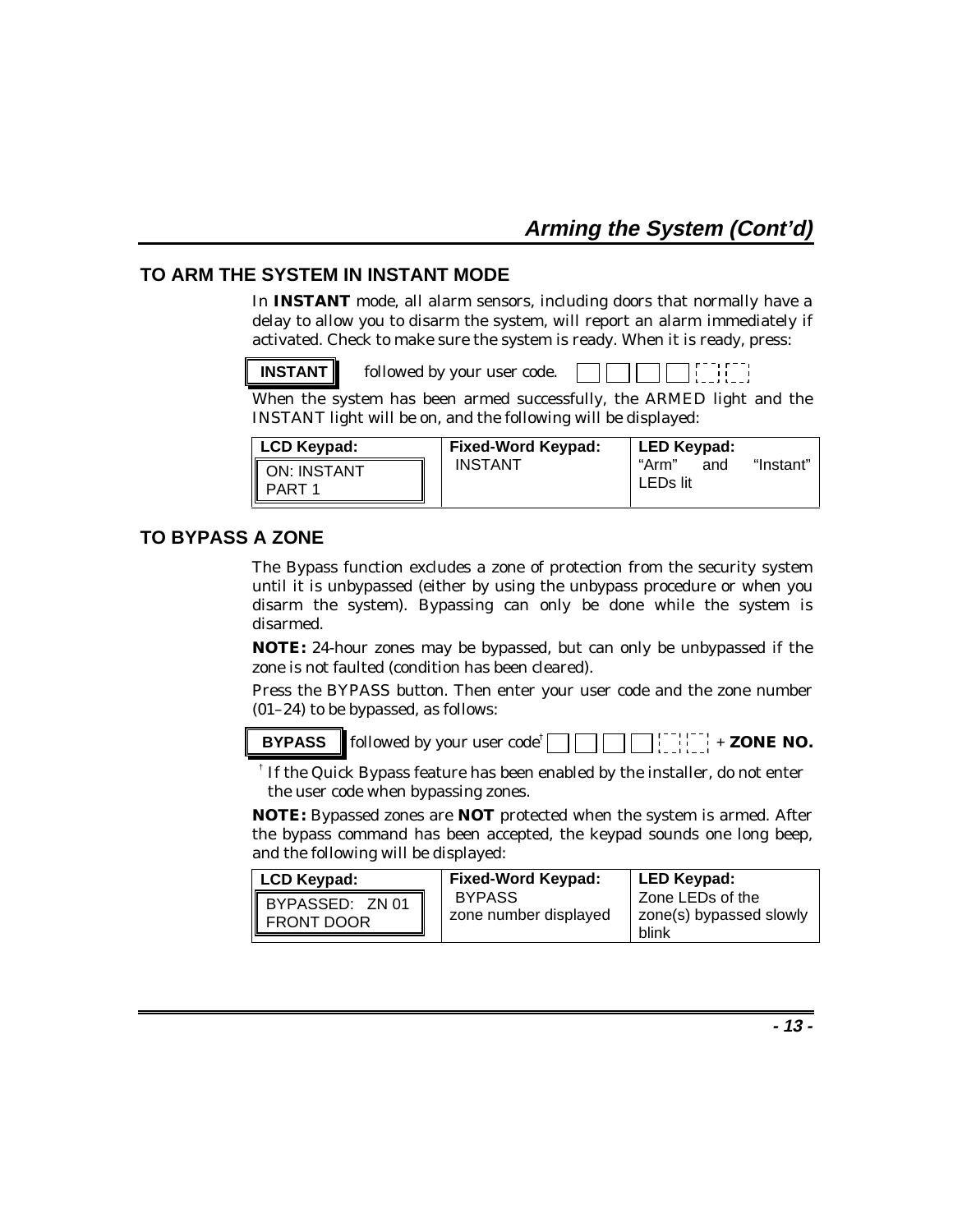## Arming the System (Cont'd)

### TO ARM THE SYSTEM IN INSTANT MODE

In **INSTANT** mode, all alarm sensors, including doors that normally have a delay to allow you to disarm the system, will report an alarm immediately if activated. Check to make sure the system is ready. When it is ready, press:

**INSTANT** followed by your user code.

When the system has been armed successfully, the ARMED light and the INSTANT light will be on, and the following will be displayed:

| LCD Keypad: | Fixed-Word Keypad: | LED Keypad: |
|---|---|---|
| ON: INSTANT PART 1 | INSTANT | "Arm" and "Instant" LEDs lit |

### TO BYPASS A ZONE

The Bypass function excludes a zone of protection from the security system until it is unbypassed (either by using the unbypass procedure or when you disarm the system). Bypassing can only be done while the system is disarmed.

**NOTE:** 24-hour zones may be bypassed, but can only be unbypassed if the zone is not faulted (condition has been cleared).

Press the BYPASS button. Then enter your user code and the zone number (01–24) to be bypassed, as follows:

**BYPASS** followed by your user code† + **ZONE NO.**

† If the Quick Bypass feature has been enabled by the installer, do not enter the user code when bypassing zones.

**NOTE:** Bypassed zones are **NOT** protected when the system is armed. After the bypass command has been accepted, the keypad sounds one long beep, and the following will be displayed:

| LCD Keypad: | Fixed-Word Keypad: | LED Keypad: |
|---|---|---|
| BYPASSED: ZN 01 FRONT DOOR | BYPASS zone number displayed | Zone LEDs of the zone(s) bypassed slowly blink |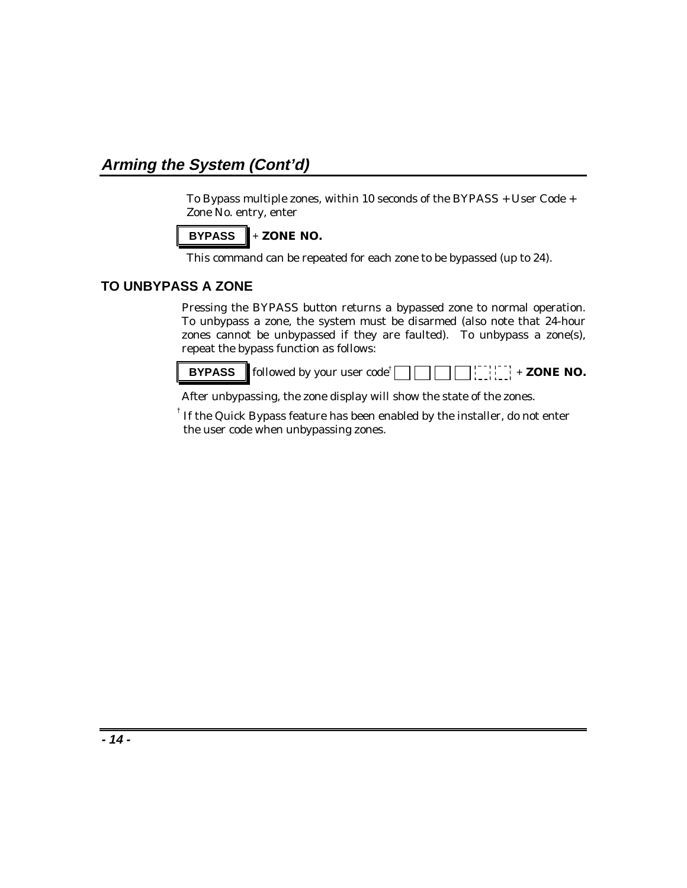## *Arming the System (Cont'd)*

To Bypass multiple zones, within 10 seconds of the BYPASS + User Code + Zone No. entry, enter

**BYPASS** + **ZONE NO.**

This command can be repeated for each zone to be bypassed (up to 24).

### TO UNBYPASS A ZONE

Pressing the BYPASS button returns a bypassed zone to normal operation. To unbypass a zone, the system must be disarmed (also note that 24-hour zones cannot be unbypassed if they are faulted). To unbypass a zone(s), repeat the bypass function as follows:

**BYPASS** followed by your user code[†] ☐ ☐ ☐ ☐ ☐ ☐ + **ZONE NO.**

After unbypassing, the zone display will show the state of the zones.

[†] If the Quick Bypass feature has been enabled by the installer, do not enter the user code when unbypassing zones.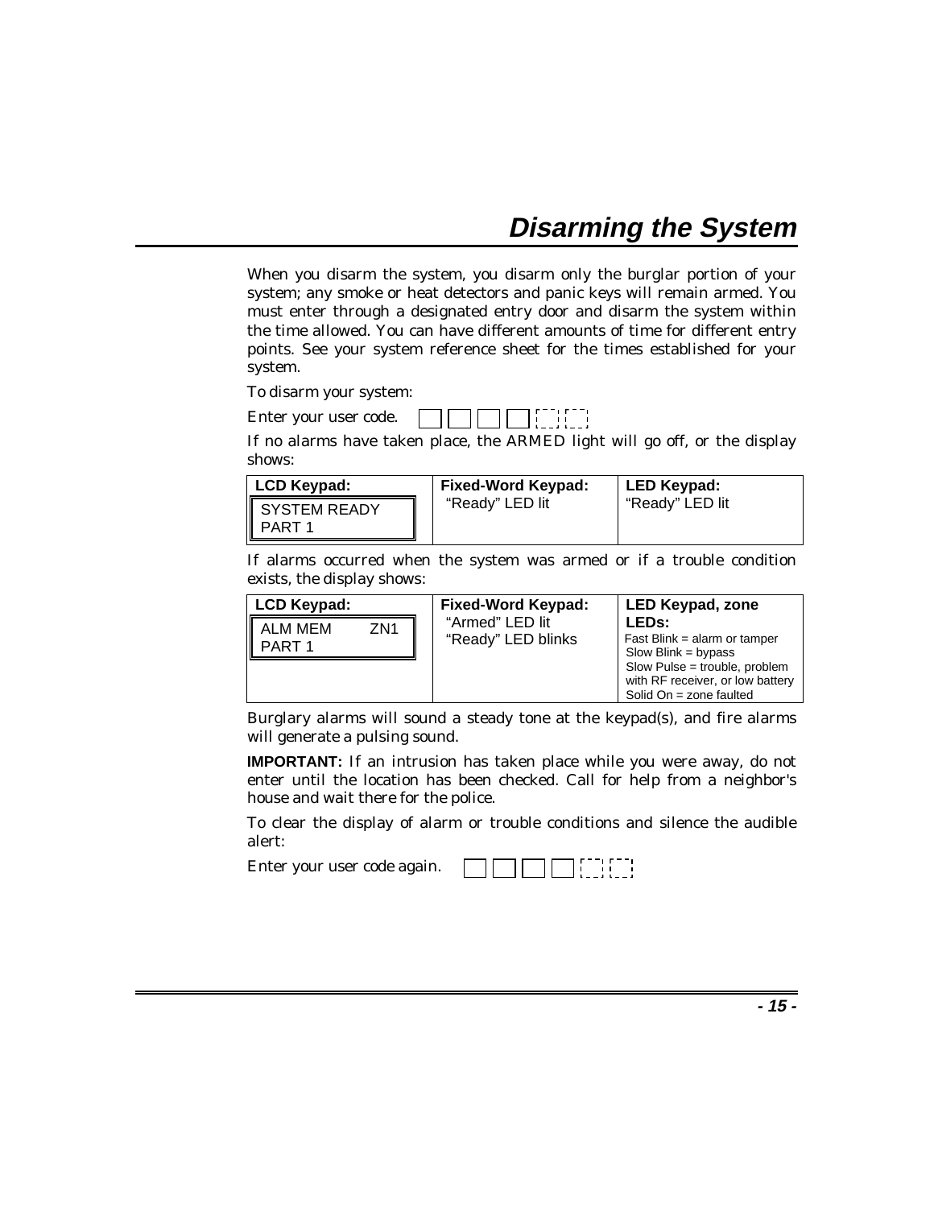# Disarming the System

When you disarm the system, you disarm only the burglar portion of your system; any smoke or heat detectors and panic keys will remain armed. You must enter through a designated entry door and disarm the system within the time allowed. You can have different amounts of time for different entry points. See your system reference sheet for the times established for your system.

To disarm your system:

Enter your user code. [ ] [ ] [ ] [ ] [ ] [ ]

If no alarms have taken place, the ARMED light will go off, or the display shows:

| LCD Keypad: | Fixed-Word Keypad: | LED Keypad: |
|---|---|---|
| SYSTEM READY<br>PART 1 | "Ready" LED lit | "Ready" LED lit |

If alarms occurred when the system was armed or if a trouble condition exists, the display shows:

| LCD Keypad: | Fixed-Word Keypad: | LED Keypad, zone LEDs: |
|---|---|---|
| ALM MEM ZN1<br>PART 1 | "Armed" LED lit<br>"Ready" LED blinks | Fast Blink = alarm or tamper<br>Slow Blink = bypass<br>Slow Pulse = trouble, problem with RF receiver, or low battery<br>Solid On = zone faulted |

Burglary alarms will sound a steady tone at the keypad(s), and fire alarms will generate a pulsing sound.

**IMPORTANT:** If an intrusion has taken place while you were away, do not enter until the location has been checked. Call for help from a neighbor's house and wait there for the police.

To clear the display of alarm or trouble conditions and silence the audible alert:

Enter your user code again. [ ] [ ] [ ] [ ] [ ] [ ]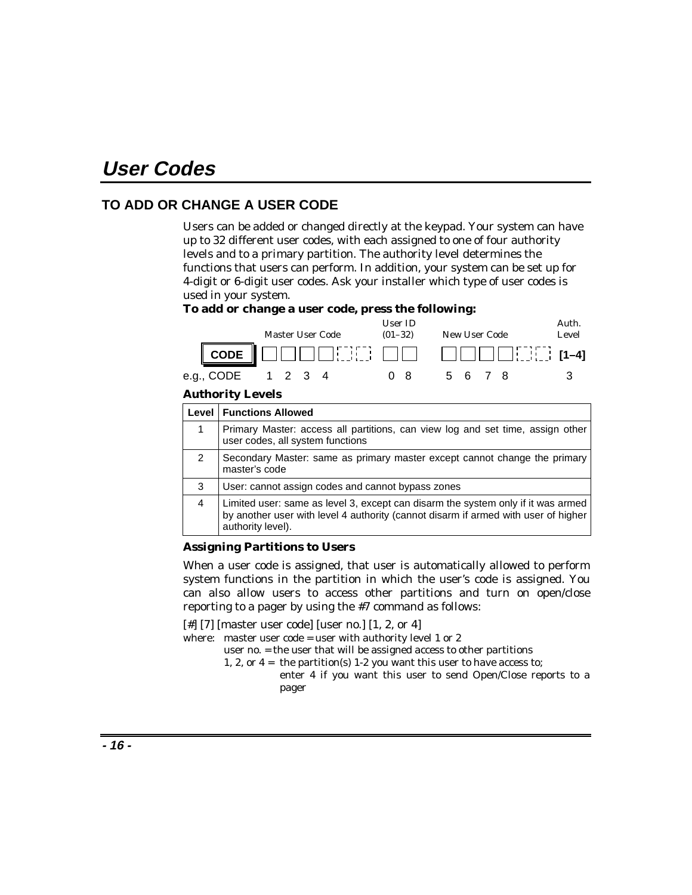# User Codes

## TO ADD OR CHANGE A USER CODE

Users can be added or changed directly at the keypad. Your system can have up to 32 different user codes, with each assigned to one of four authority levels and to a primary partition. The authority level determines the functions that users can perform. In addition, your system can be set up for 4-digit or 6-digit user codes. Ask your installer which type of user codes is used in your system.

**To add or change a user code, press the following:**

| | Master User Code | User ID (01–32) | New User Code | Auth. Level |
|---|---|---|---|---|
| CODE | ☐☐☐☐☐☐ | ☐☐ | ☐☐☐☐☐☐ | [1–4] |
| e.g., CODE | 1 2 3 4 | 0 8 | 5 6 7 8 | 3 |

**Authority Levels**

| Level | Functions Allowed |
|---|---|
| 1 | Primary Master: access all partitions, can view log and set time, assign other user codes, all system functions |
| 2 | Secondary Master: same as primary master except cannot change the primary master's code |
| 3 | User: cannot assign codes and cannot bypass zones |
| 4 | Limited user: same as level 3, except can disarm the system only if it was armed by another user with level 4 authority (cannot disarm if armed with user of higher authority level). |

**Assigning Partitions to Users**

When a user code is assigned, that user is automatically allowed to perform system functions in the partition in which the user's code is assigned. You can also allow users to access other partitions and turn on open/close reporting to a pager by using the #7 command as follows:

[#] [7] [master user code] [user no.] [1, 2, or 4]

where: master user code = user with authority level 1 or 2
user no. = the user that will be assigned access to other partitions
1, 2, or 4 = the partition(s) 1-2 you want this user to have access to; enter 4 if you want this user to send Open/Close reports to a pager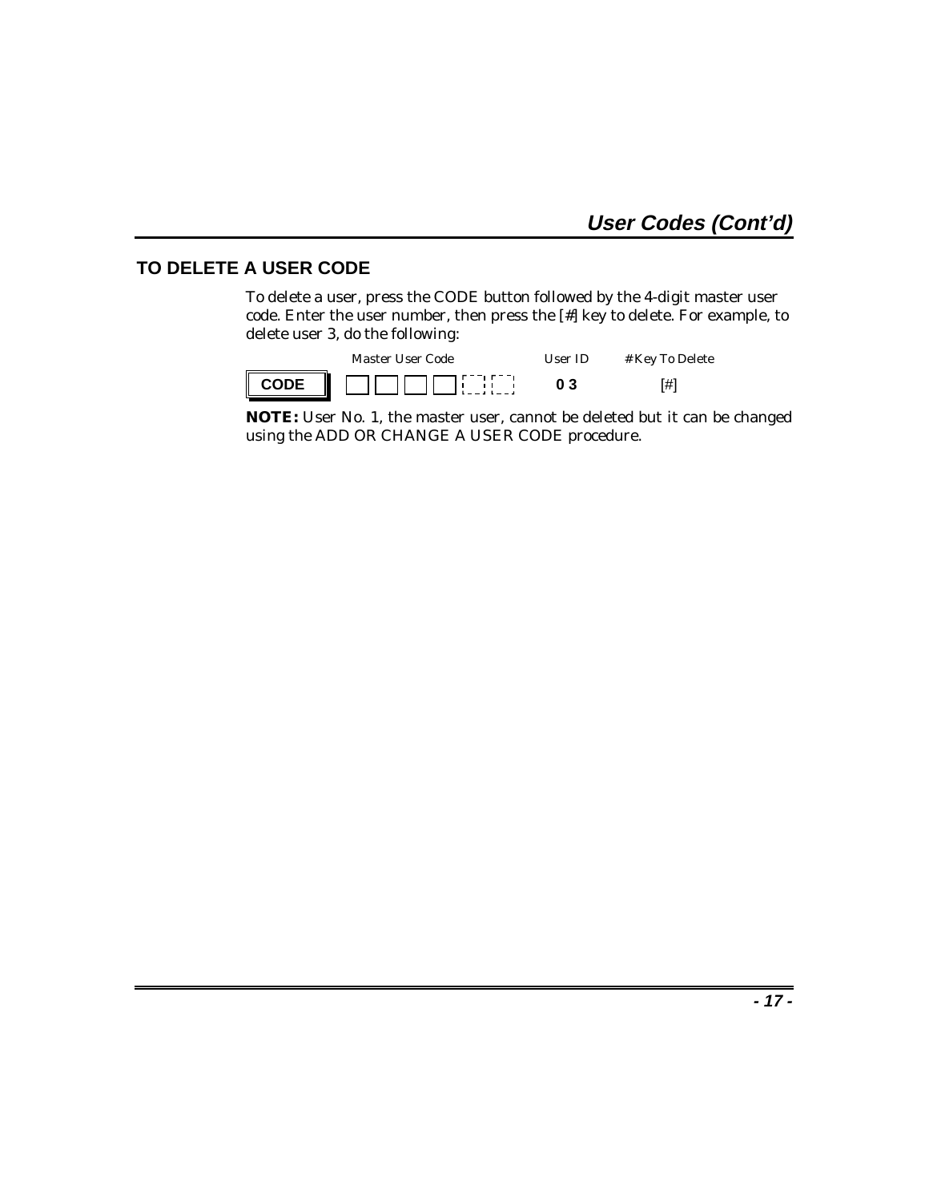## User Codes (Cont'd)

### TO DELETE A USER CODE

To delete a user, press the CODE button followed by the 4-digit master user code. Enter the user number, then press the [#] key to delete. For example, to delete user 3, do the following:

| | Master User Code | User ID | # Key To Delete |
|---|---|---|---|
| CODE | ☐ ☐ ☐ ☐ ⬚ ⬚ | 0 3 | [#] |

**NOTE:** User No. 1, the master user, cannot be deleted but it can be changed using the ADD OR CHANGE A USER CODE procedure.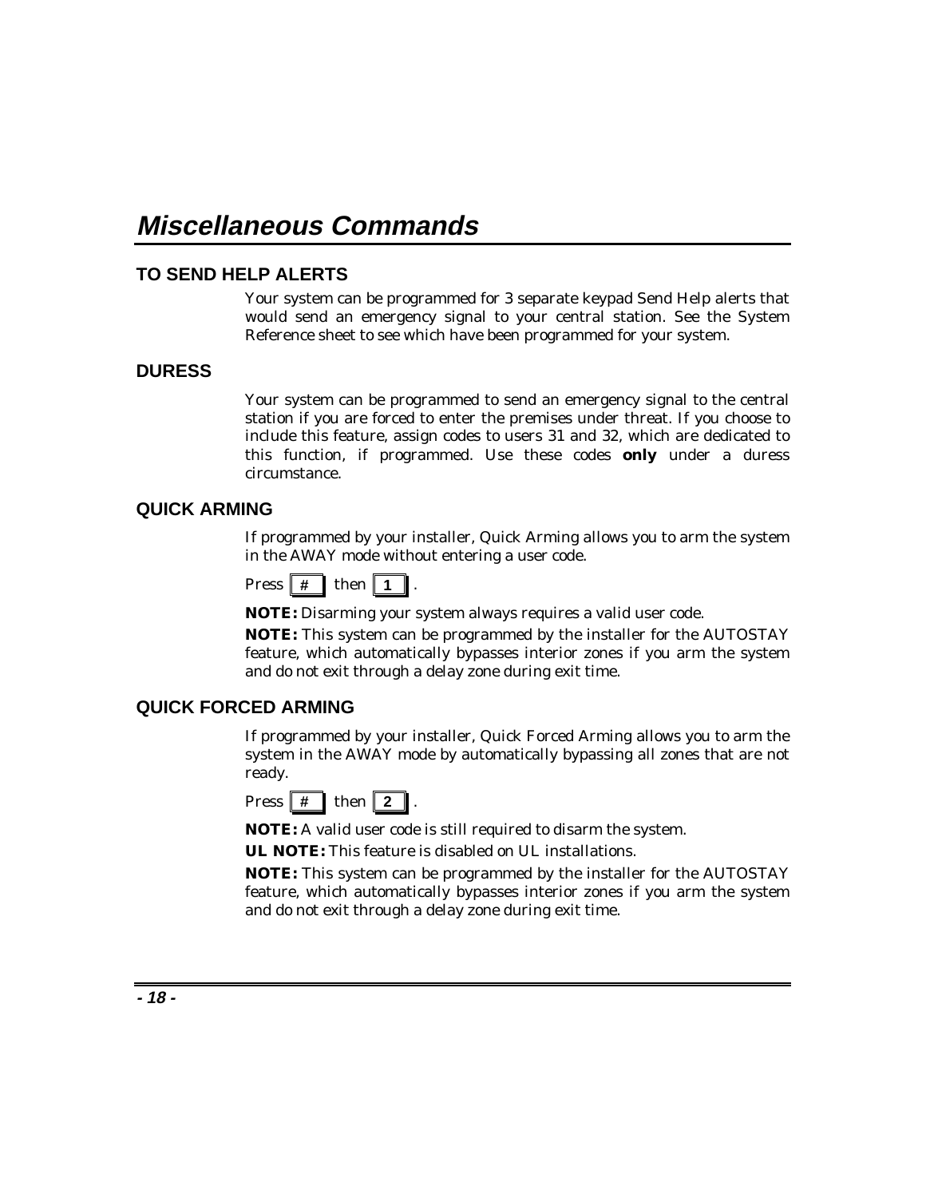# Miscellaneous Commands

## TO SEND HELP ALERTS

Your system can be programmed for 3 separate keypad Send Help alerts that would send an emergency signal to your central station. See the System Reference sheet to see which have been programmed for your system.

## DURESS

Your system can be programmed to send an emergency signal to the central station if you are forced to enter the premises under threat. If you choose to include this feature, assign codes to users 31 and 32, which are dedicated to this function, if programmed. Use these codes **only** under a duress circumstance.

## QUICK ARMING

If programmed by your installer, Quick Arming allows you to arm the system in the AWAY mode without entering a user code.

Press [ # ] then [ 1 ] .

**NOTE:** Disarming your system always requires a valid user code.

**NOTE:** This system can be programmed by the installer for the AUTOSTAY feature, which automatically bypasses interior zones if you arm the system and do not exit through a delay zone during exit time.

## QUICK FORCED ARMING

If programmed by your installer, Quick Forced Arming allows you to arm the system in the AWAY mode by automatically bypassing all zones that are not ready.

Press [ # ] then [ 2 ] .

**NOTE:** A valid user code is still required to disarm the system.

**UL NOTE:** This feature is disabled on UL installations.

**NOTE:** This system can be programmed by the installer for the AUTOSTAY feature, which automatically bypasses interior zones if you arm the system and do not exit through a delay zone during exit time.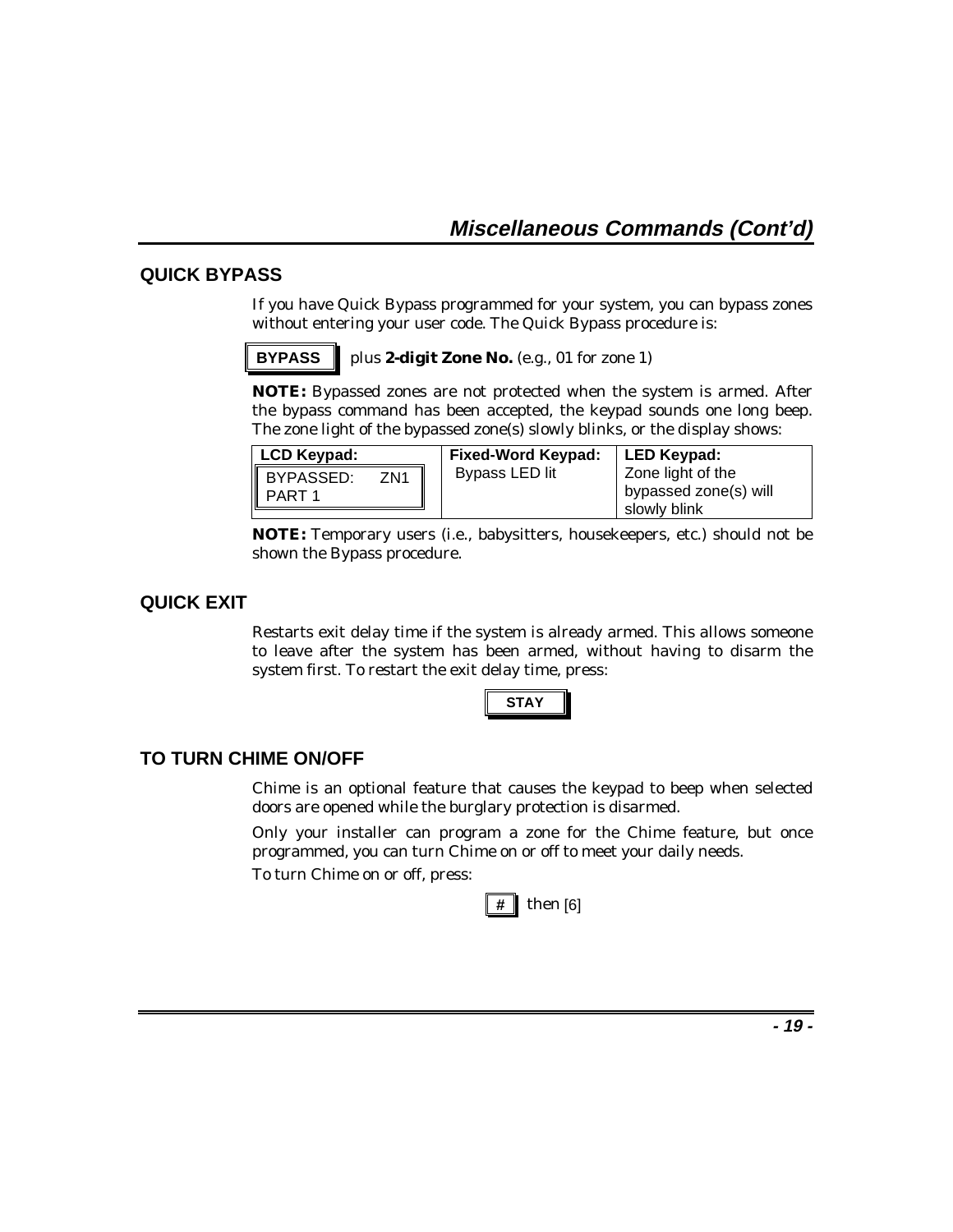## Miscellaneous Commands (Cont'd)

### QUICK BYPASS

If you have Quick Bypass programmed for your system, you can bypass zones without entering your user code. The Quick Bypass procedure is:

**BYPASS** plus **2-digit Zone No.** (e.g., 01 for zone 1)

**NOTE:** Bypassed zones are not protected when the system is armed. After the bypass command has been accepted, the keypad sounds one long beep. The zone light of the bypassed zone(s) slowly blinks, or the display shows:

| LCD Keypad: | Fixed-Word Keypad: | LED Keypad: |
|---|---|---|
| BYPASSED: ZN1 PART 1 | Bypass LED lit | Zone light of the bypassed zone(s) will slowly blink |

**NOTE:** Temporary users (i.e., babysitters, housekeepers, etc.) should not be shown the Bypass procedure.

### QUICK EXIT

Restarts exit delay time if the system is already armed. This allows someone to leave after the system has been armed, without having to disarm the system first. To restart the exit delay time, press:

**STAY**

### TO TURN CHIME ON/OFF

Chime is an optional feature that causes the keypad to beep when selected doors are opened while the burglary protection is disarmed.

Only your installer can program a zone for the Chime feature, but once programmed, you can turn Chime on or off to meet your daily needs.

To turn Chime on or off, press:

**#** then [6]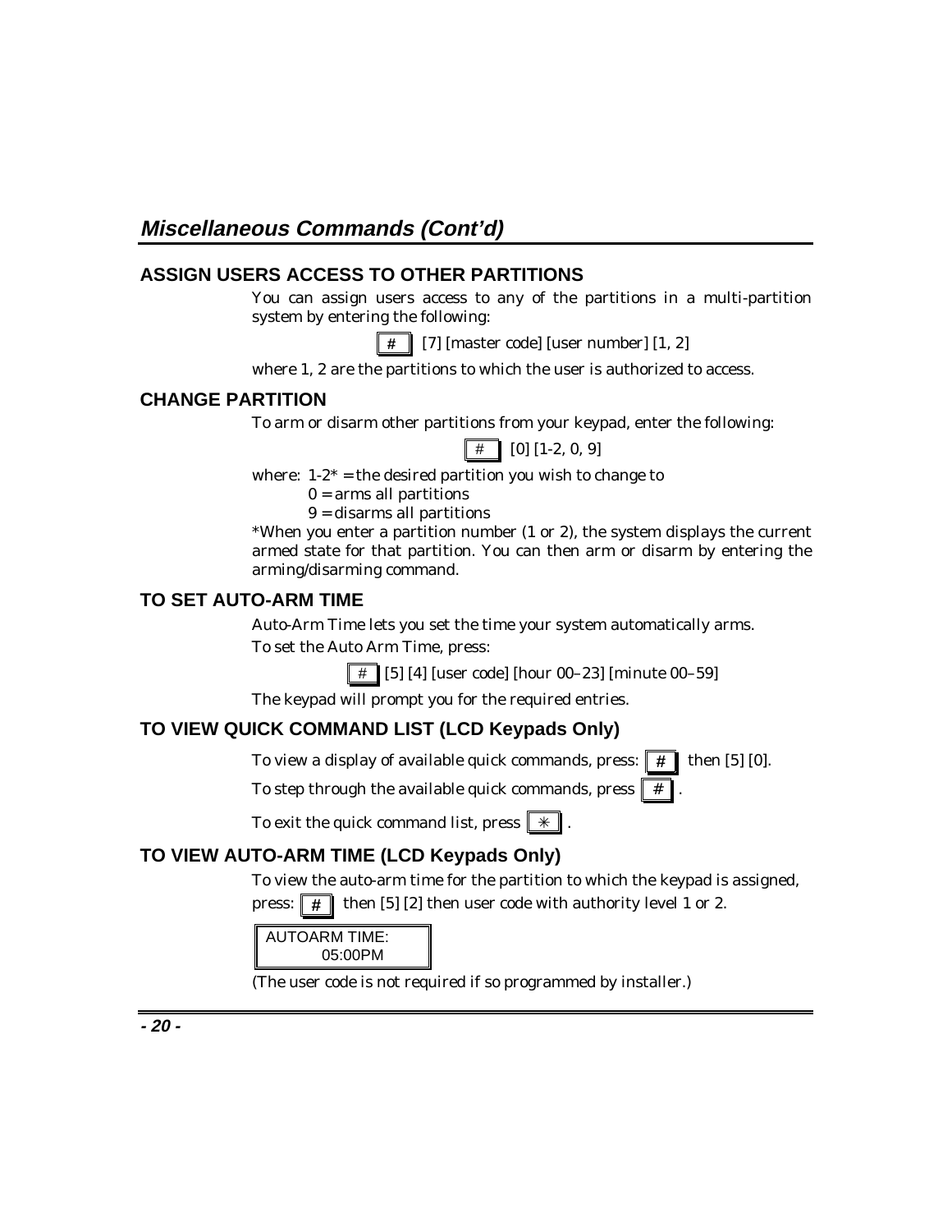## Miscellaneous Commands (Cont'd)

### ASSIGN USERS ACCESS TO OTHER PARTITIONS

You can assign users access to any of the partitions in a multi-partition system by entering the following:

[#] [7] [master code] [user number] [1, 2]

where 1, 2 are the partitions to which the user is authorized to access.

### CHANGE PARTITION

To arm or disarm other partitions from your keypad, enter the following:

[#] [0] [1-2, 0, 9]

where: 1-2* = the desired partition you wish to change to

0 = arms all partitions

9 = disarms all partitions

*When you enter a partition number (1 or 2), the system displays the current armed state for that partition. You can then arm or disarm by entering the arming/disarming command.

### TO SET AUTO-ARM TIME

Auto-Arm Time lets you set the time your system automatically arms.

To set the Auto Arm Time, press:

[#] [5] [4] [user code] [hour 00–23] [minute 00–59]

The keypad will prompt you for the required entries.

### TO VIEW QUICK COMMAND LIST (LCD Keypads Only)

To view a display of available quick commands, press: [#] then [5] [0].

To step through the available quick commands, press [#].

To exit the quick command list, press [✳].

### TO VIEW AUTO-ARM TIME (LCD Keypads Only)

To view the auto-arm time for the partition to which the keypad is assigned, press: [#] then [5] [2] then user code with authority level 1 or 2.

```
AUTOARM TIME:
     05:00PM
```

(The user code is not required if so programmed by installer.)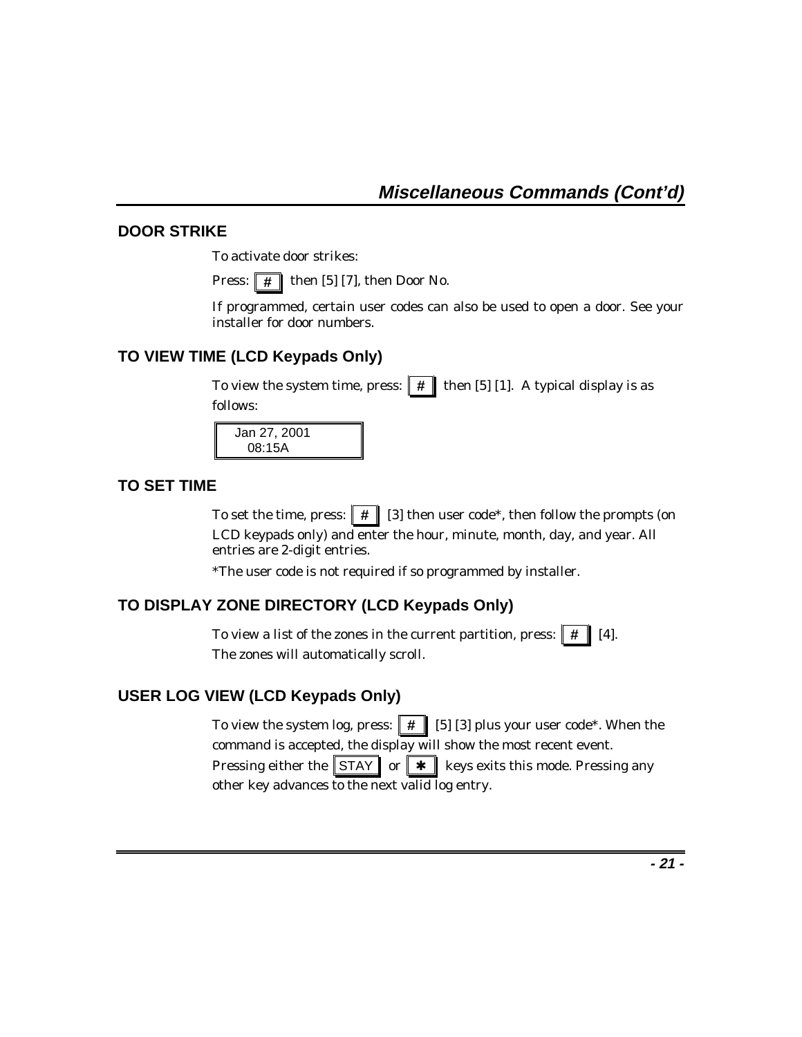## Miscellaneous Commands (Cont'd)

### DOOR STRIKE

To activate door strikes:

Press: [#] then [5] [7], then Door No.

If programmed, certain user codes can also be used to open a door. See your installer for door numbers.

### TO VIEW TIME (LCD Keypads Only)

To view the system time, press: [#] then [5] [1]. A typical display is as follows:

```
Jan 27, 2001
  08:15A
```

### TO SET TIME

To set the time, press: [#] [3] then user code*, then follow the prompts (on LCD keypads only) and enter the hour, minute, month, day, and year. All entries are 2-digit entries.

*The user code is not required if so programmed by installer.

### TO DISPLAY ZONE DIRECTORY (LCD Keypads Only)

To view a list of the zones in the current partition, press: [#] [4]. The zones will automatically scroll.

### USER LOG VIEW (LCD Keypads Only)

To view the system log, press: [#] [5] [3] plus your user code*. When the command is accepted, the display will show the most recent event. Pressing either the [STAY] or [✱] keys exits this mode. Pressing any other key advances to the next valid log entry.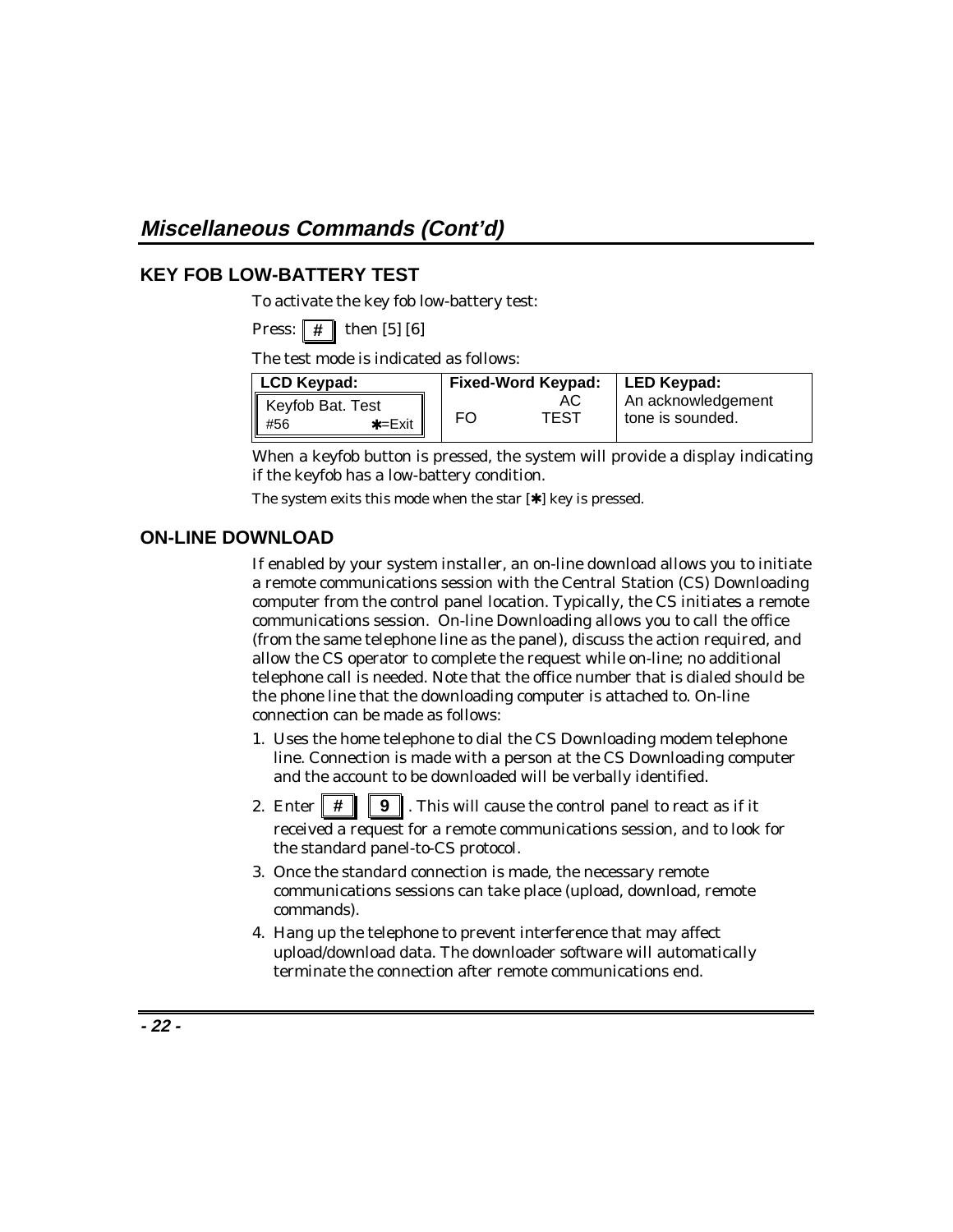## Miscellaneous Commands (Cont'd)

### KEY FOB LOW-BATTERY TEST

To activate the key fob low-battery test:

Press: [ # ] then [5] [6]

The test mode is indicated as follows:

| LCD Keypad: | Fixed-Word Keypad: | LED Keypad: |
|---|---|---|
| Keyfob Bat. Test<br>#56 ✱=Exit | AC<br>FO TEST | An acknowledgement tone is sounded. |

When a keyfob button is pressed, the system will provide a display indicating if the keyfob has a low-battery condition.

The system exits this mode when the star [✱] key is pressed.

### ON-LINE DOWNLOAD

If enabled by your system installer, an on-line download allows you to initiate a remote communications session with the Central Station (CS) Downloading computer from the control panel location. Typically, the CS initiates a remote communications session. On-line Downloading allows you to call the office (from the same telephone line as the panel), discuss the action required, and allow the CS operator to complete the request while on-line; no additional telephone call is needed. Note that the office number that is dialed should be the phone line that the downloading computer is attached to. On-line connection can be made as follows:

1. Uses the home telephone to dial the CS Downloading modem telephone line. Connection is made with a person at the CS Downloading computer and the account to be downloaded will be verbally identified.
2. Enter [ # ] [ 9 ]. This will cause the control panel to react as if it received a request for a remote communications session, and to look for the standard panel-to-CS protocol.
3. Once the standard connection is made, the necessary remote communications sessions can take place (upload, download, remote commands).
4. Hang up the telephone to prevent interference that may affect upload/download data. The downloader software will automatically terminate the connection after remote communications end.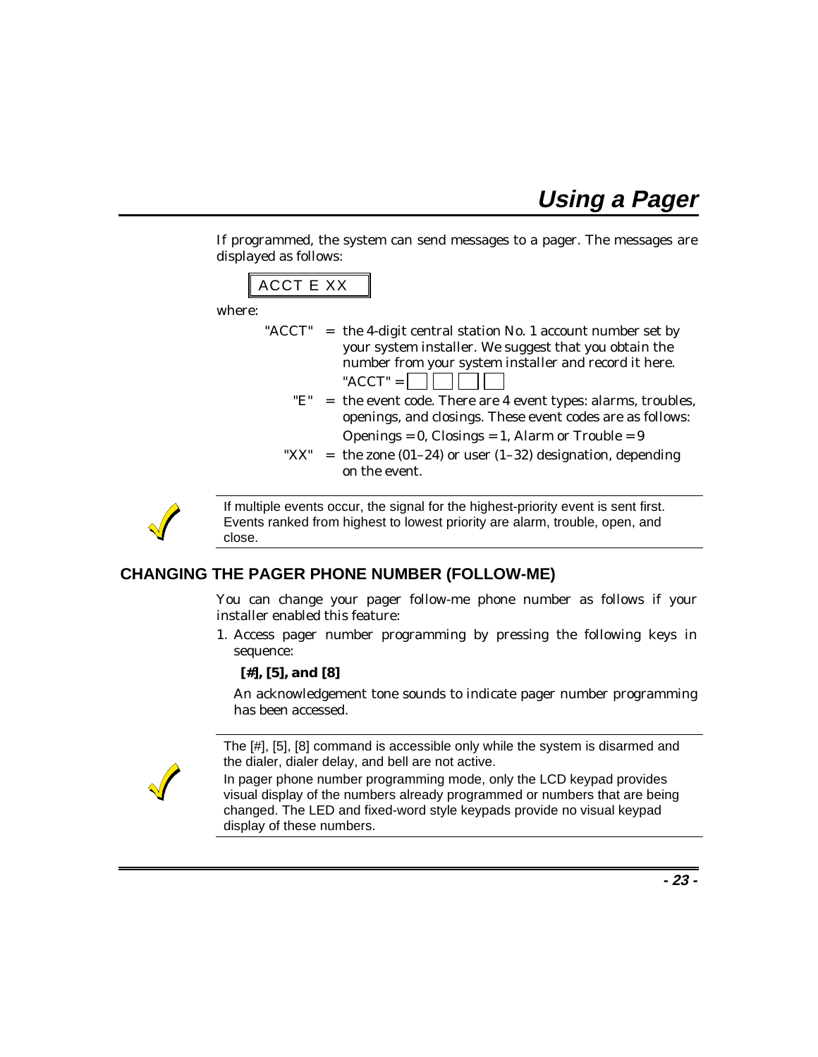# Using a Pager

If programmed, the system can send messages to a pager. The messages are displayed as follows:

```
ACCT E XX
```

where:

"ACCT" = the 4-digit central station No. 1 account number set by your system installer. We suggest that you obtain the number from your system installer and record it here. "ACCT" = [ ] [ ] [ ] [ ]

"E" = the event code. There are 4 event types: alarms, troubles, openings, and closings. These event codes are as follows: Openings = 0, Closings = 1, Alarm or Trouble = 9

"XX" = the zone (01–24) or user (1–32) designation, depending on the event.

> If multiple events occur, the signal for the highest-priority event is sent first. Events ranked from highest to lowest priority are alarm, trouble, open, and close.

## CHANGING THE PAGER PHONE NUMBER (FOLLOW-ME)

You can change your pager follow-me phone number as follows if your installer enabled this feature:

1. Access pager number programming by pressing the following keys in sequence:

   **[#], [5], and [8]**

   An acknowledgement tone sounds to indicate pager number programming has been accessed.

> The [#], [5], [8] command is accessible only while the system is disarmed and the dialer, dialer delay, and bell are not active.
>
> In pager phone number programming mode, only the LCD keypad provides visual display of the numbers already programmed or numbers that are being changed. The LED and fixed-word style keypads provide no visual keypad display of these numbers.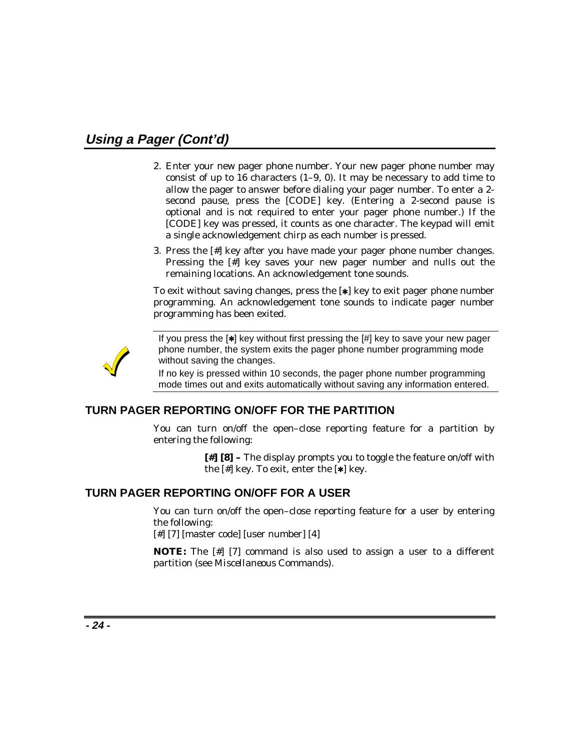## Using a Pager (Cont'd)

2. Enter your new pager phone number. Your new pager phone number may consist of up to 16 characters (1–9, 0). It may be necessary to add time to allow the pager to answer before dialing your pager number. To enter a 2-second pause, press the [CODE] key. (Entering a 2-second pause is optional and is not required to enter your pager phone number.) If the [CODE] key was pressed, it counts as one character. The keypad will emit a single acknowledgement chirp as each number is pressed.
3. Press the [#] key after you have made your pager phone number changes. Pressing the [#] key saves your new pager number and nulls out the remaining locations. An acknowledgement tone sounds.

To exit without saving changes, press the [✱] key to exit pager phone number programming. An acknowledgement tone sounds to indicate pager number programming has been exited.

If you press the [✱] key without first pressing the [#] key to save your new pager phone number, the system exits the pager phone number programming mode without saving the changes.

If no key is pressed within 10 seconds, the pager phone number programming mode times out and exits automatically without saving any information entered.

### TURN PAGER REPORTING ON/OFF FOR THE PARTITION

You can turn on/off the open–close reporting feature for a partition by entering the following:

**[#] [8] –** The display prompts you to toggle the feature on/off with the [#] key. To exit, enter the [✱] key.

### TURN PAGER REPORTING ON/OFF FOR A USER

You can turn on/off the open–close reporting feature for a user by entering the following:
[#] [7] [master code] [user number] [4]

**NOTE:** The [#] [7] command is also used to assign a user to a different partition (see *Miscellaneous Commands*).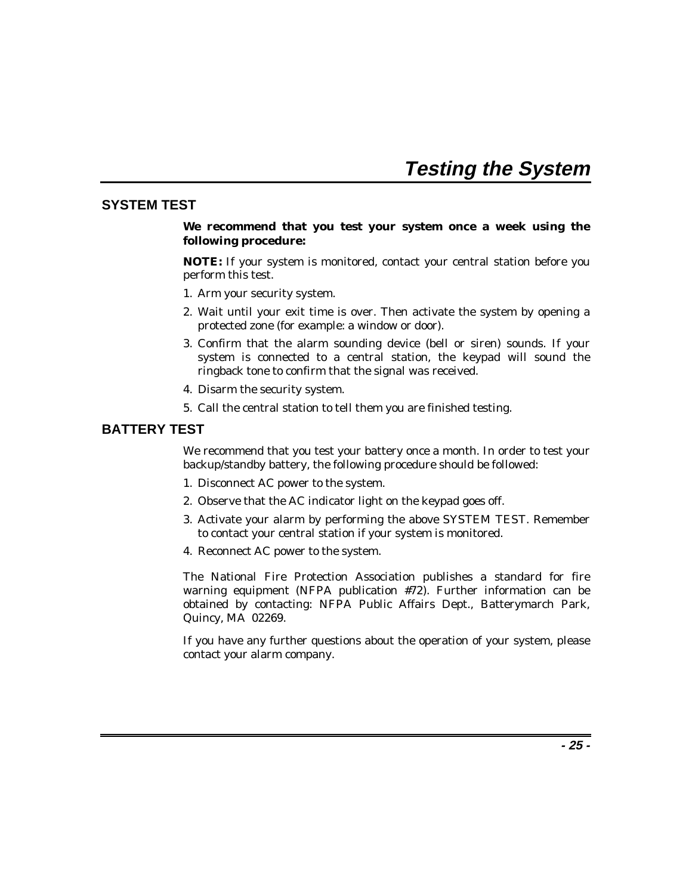# Testing the System

## SYSTEM TEST

**We recommend that you test your system once a week using the following procedure:**

**NOTE:** If your system is monitored, contact your central station before you perform this test.

1. Arm your security system.
2. Wait until your exit time is over. Then activate the system by opening a protected zone (for example: a window or door).
3. Confirm that the alarm sounding device (bell or siren) sounds. If your system is connected to a central station, the keypad will sound the ringback tone to confirm that the signal was received.
4. Disarm the security system.
5. Call the central station to tell them you are finished testing.

## BATTERY TEST

We recommend that you test your battery once a month. In order to test your backup/standby battery, the following procedure should be followed:

1. Disconnect AC power to the system.
2. Observe that the AC indicator light on the keypad goes off.
3. Activate your alarm by performing the above SYSTEM TEST. Remember to contact your central station if your system is monitored.
4. Reconnect AC power to the system.

The National Fire Protection Association publishes a standard for fire warning equipment (NFPA publication #72). Further information can be obtained by contacting: NFPA Public Affairs Dept., Batterymarch Park, Quincy, MA 02269.

If you have any further questions about the operation of your system, please contact your alarm company.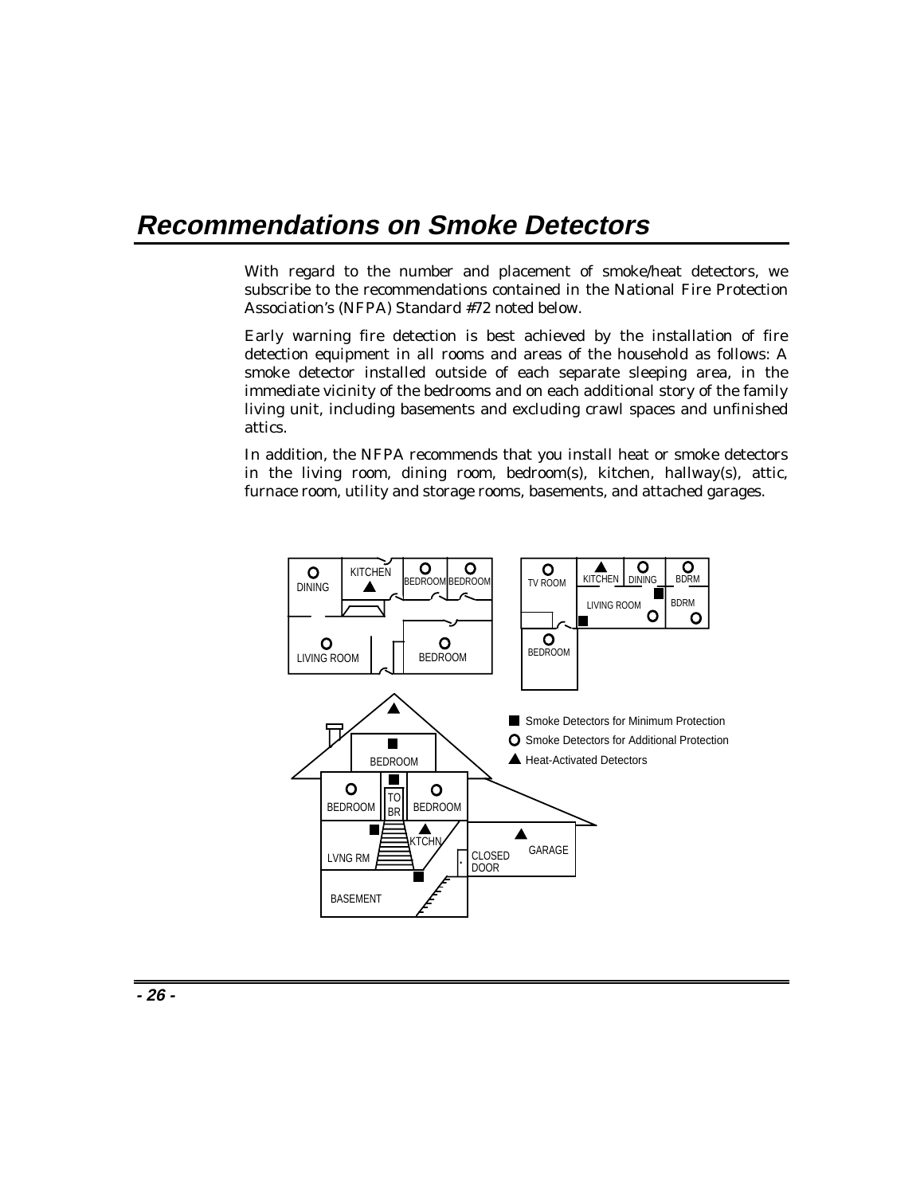# Recommendations on Smoke Detectors

With regard to the number and placement of smoke/heat detectors, we subscribe to the recommendations contained in the National Fire Protection Association's (NFPA) Standard #72 noted below.

Early warning fire detection is best achieved by the installation of fire detection equipment in all rooms and areas of the household as follows: A smoke detector installed outside of each separate sleeping area, in the immediate vicinity of the bedrooms and on each additional story of the family living unit, including basements and excluding crawl spaces and unfinished attics.

In addition, the NFPA recommends that you install heat or smoke detectors in the living room, dining room, bedroom(s), kitchen, hallway(s), attic, furnace room, utility and storage rooms, basements, and attached garages.

■ Smoke Detectors for Minimum Protection
○ Smoke Detectors for Additional Protection
▲ Heat-Activated Detectors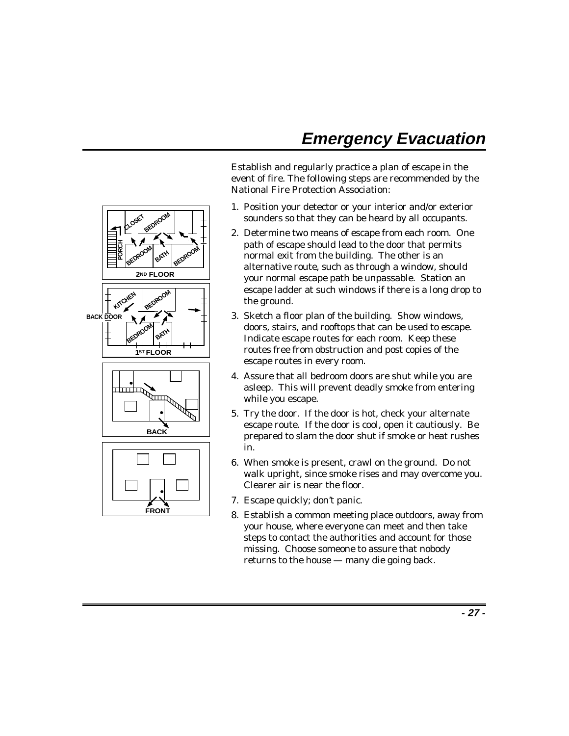# Emergency Evacuation

Establish and regularly practice a plan of escape in the event of fire. The following steps are recommended by the National Fire Protection Association:

1. Position your detector or your interior and/or exterior sounders so that they can be heard by all occupants.
2. Determine two means of escape from each room. One path of escape should lead to the door that permits normal exit from the building. The other is an alternative route, such as through a window, should your normal escape path be unpassable. Station an escape ladder at such windows if there is a long drop to the ground.
3. Sketch a floor plan of the building. Show windows, doors, stairs, and rooftops that can be used to escape. Indicate escape routes for each room. Keep these routes free from obstruction and post copies of the escape routes in every room.
4. Assure that all bedroom doors are shut while you are asleep. This will prevent deadly smoke from entering while you escape.
5. Try the door. If the door is hot, check your alternate escape route. If the door is cool, open it cautiously. Be prepared to slam the door shut if smoke or heat rushes in.
6. When smoke is present, crawl on the ground. Do not walk upright, since smoke rises and may overcome you. Clearer air is near the floor.
7. Escape quickly; don't panic.
8. Establish a common meeting place outdoors, away from your house, where everyone can meet and then take steps to contact the authorities and account for those missing. Choose someone to assure that nobody returns to the house — many die going back.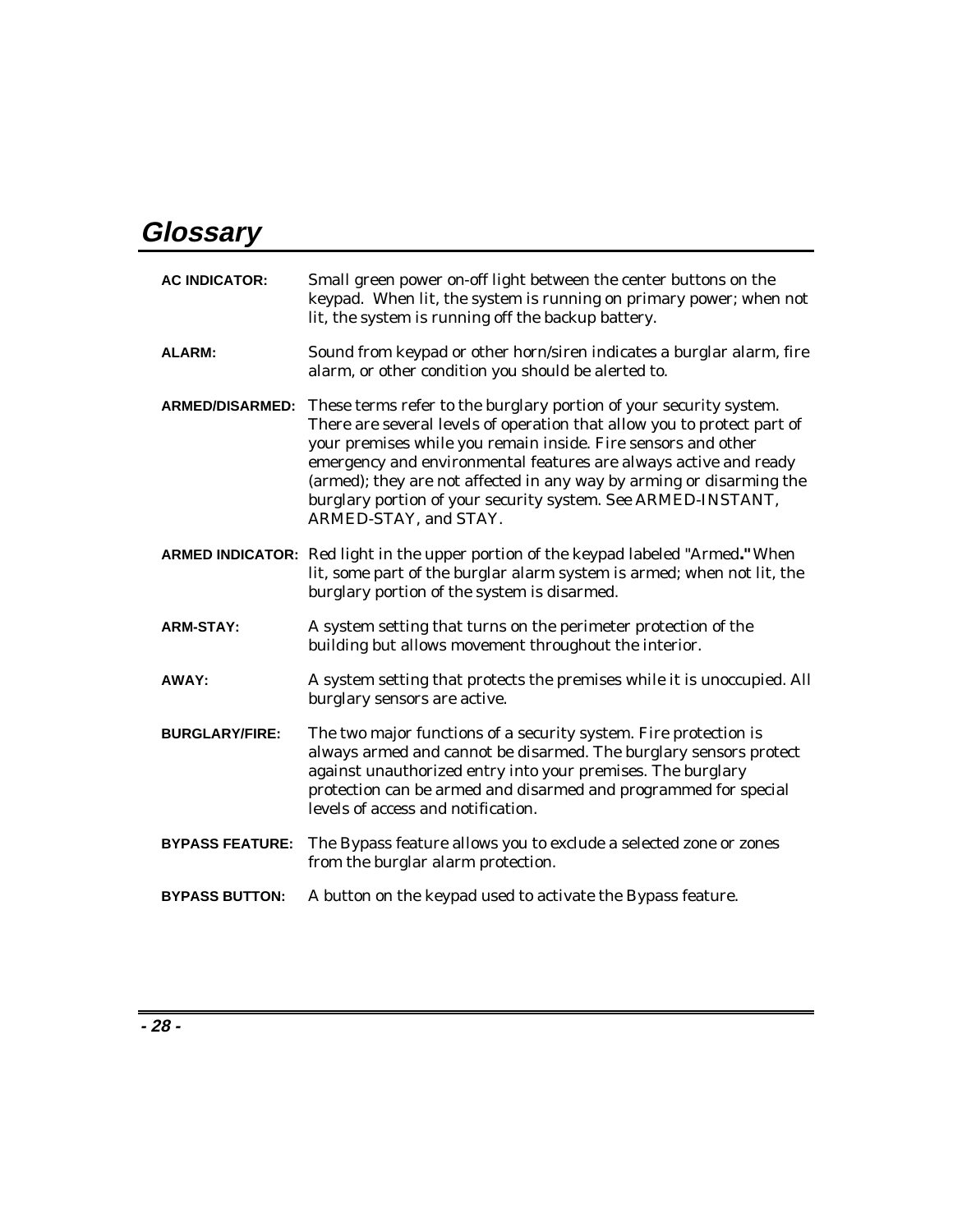# Glossary

**AC INDICATOR:** Small green power on-off light between the center buttons on the keypad. When lit, the system is running on primary power; when not lit, the system is running off the backup battery.

**ALARM:** Sound from keypad or other horn/siren indicates a burglar alarm, fire alarm, or other condition you should be alerted to.

**ARMED/DISARMED:** These terms refer to the burglary portion of your security system. There are several levels of operation that allow you to protect part of your premises while you remain inside. Fire sensors and other emergency and environmental features are always active and ready (armed); they are not affected in any way by arming or disarming the burglary portion of your security system. See ARMED-INSTANT, ARMED-STAY, and STAY.

**ARMED INDICATOR:** Red light in the upper portion of the keypad labeled "Armed**."** When lit, some part of the burglar alarm system is armed; when not lit, the burglary portion of the system is disarmed.

**ARM-STAY:** A system setting that turns on the perimeter protection of the building but allows movement throughout the interior.

**AWAY:** A system setting that protects the premises while it is unoccupied. All burglary sensors are active.

**BURGLARY/FIRE:** The two major functions of a security system. Fire protection is always armed and cannot be disarmed. The burglary sensors protect against unauthorized entry into your premises. The burglary protection can be armed and disarmed and programmed for special levels of access and notification.

**BYPASS FEATURE:** The Bypass feature allows you to exclude a selected zone or zones from the burglar alarm protection.

**BYPASS BUTTON:** A button on the keypad used to activate the Bypass feature.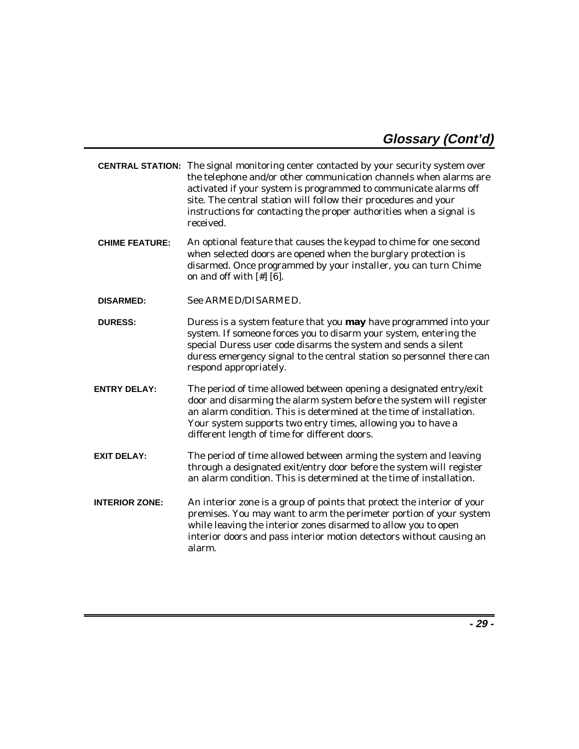## Glossary (Cont'd)

**CENTRAL STATION:** The signal monitoring center contacted by your security system over the telephone and/or other communication channels when alarms are activated if your system is programmed to communicate alarms off site. The central station will follow their procedures and your instructions for contacting the proper authorities when a signal is received.

**CHIME FEATURE:** An optional feature that causes the keypad to chime for one second when selected doors are opened when the burglary protection is disarmed. Once programmed by your installer, you can turn Chime on and off with [#] [6].

**DISARMED:** See ARMED/DISARMED.

**DURESS:** Duress is a system feature that you **may** have programmed into your system. If someone forces you to disarm your system, entering the special Duress user code disarms the system and sends a silent duress emergency signal to the central station so personnel there can respond appropriately.

**ENTRY DELAY:** The period of time allowed between opening a designated entry/exit door and disarming the alarm system before the system will register an alarm condition. This is determined at the time of installation. Your system supports two entry times, allowing you to have a different length of time for different doors.

**EXIT DELAY:** The period of time allowed between arming the system and leaving through a designated exit/entry door before the system will register an alarm condition. This is determined at the time of installation.

**INTERIOR ZONE:** An interior zone is a group of points that protect the interior of your premises. You may want to arm the perimeter portion of your system while leaving the interior zones disarmed to allow you to open interior doors and pass interior motion detectors without causing an alarm.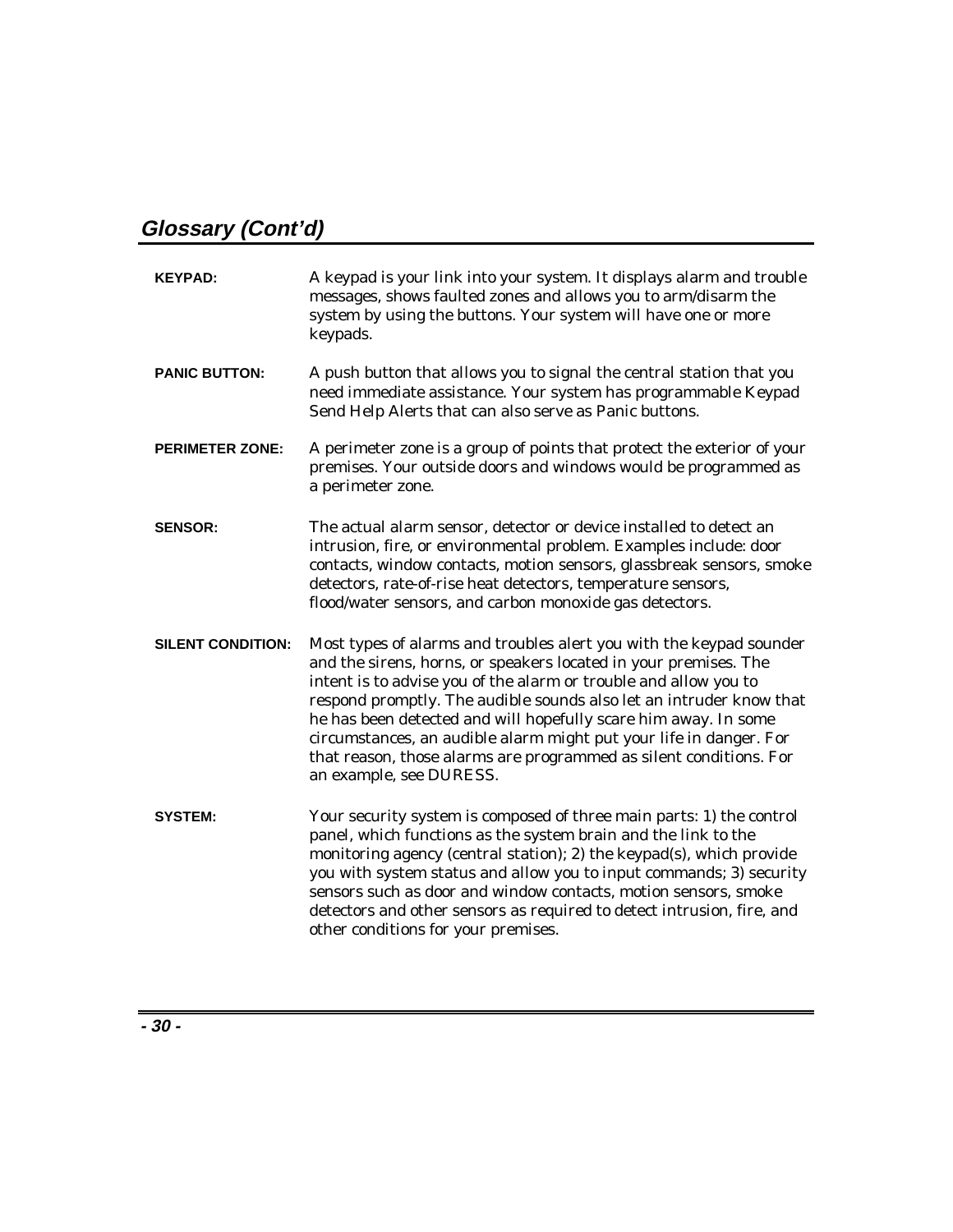## Glossary (Cont'd)

**KEYPAD:** A keypad is your link into your system. It displays alarm and trouble messages, shows faulted zones and allows you to arm/disarm the system by using the buttons. Your system will have one or more keypads.

**PANIC BUTTON:** A push button that allows you to signal the central station that you need immediate assistance. Your system has programmable Keypad Send Help Alerts that can also serve as Panic buttons.

**PERIMETER ZONE:** A perimeter zone is a group of points that protect the exterior of your premises. Your outside doors and windows would be programmed as a perimeter zone.

**SENSOR:** The actual alarm sensor, detector or device installed to detect an intrusion, fire, or environmental problem. Examples include: door contacts, window contacts, motion sensors, glassbreak sensors, smoke detectors, rate-of-rise heat detectors, temperature sensors, flood/water sensors, and carbon monoxide gas detectors.

**SILENT CONDITION:** Most types of alarms and troubles alert you with the keypad sounder and the sirens, horns, or speakers located in your premises. The intent is to advise you of the alarm or trouble and allow you to respond promptly. The audible sounds also let an intruder know that he has been detected and will hopefully scare him away. In some circumstances, an audible alarm might put your life in danger. For that reason, those alarms are programmed as silent conditions. For an example, see DURESS.

**SYSTEM:** Your security system is composed of three main parts: 1) the control panel, which functions as the system brain and the link to the monitoring agency (central station); 2) the keypad(s), which provide you with system status and allow you to input commands; 3) security sensors such as door and window contacts, motion sensors, smoke detectors and other sensors as required to detect intrusion, fire, and other conditions for your premises.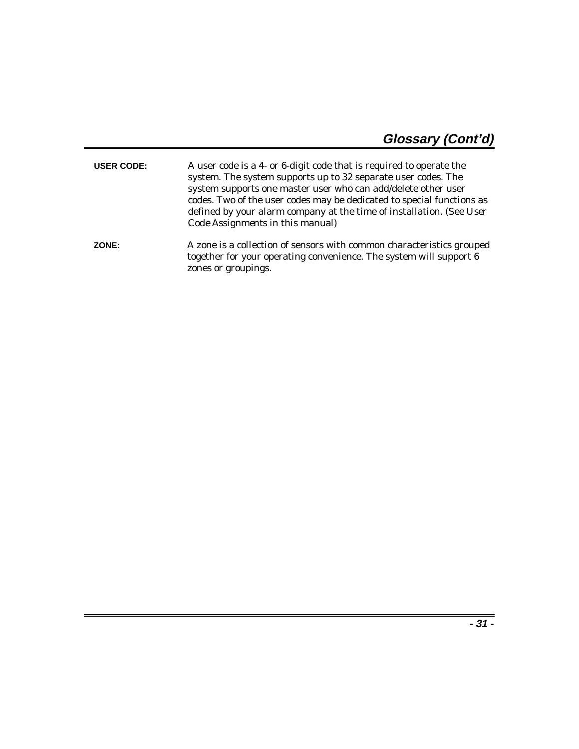## Glossary (Cont'd)

**USER CODE:** A user code is a 4- or 6-digit code that is required to operate the system. The system supports up to 32 separate user codes. The system supports one master user who can add/delete other user codes. Two of the user codes may be dedicated to special functions as defined by your alarm company at the time of installation. (See *User Code Assignments* in this manual)

**ZONE:** A zone is a collection of sensors with common characteristics grouped together for your operating convenience. The system will support 6 zones or groupings.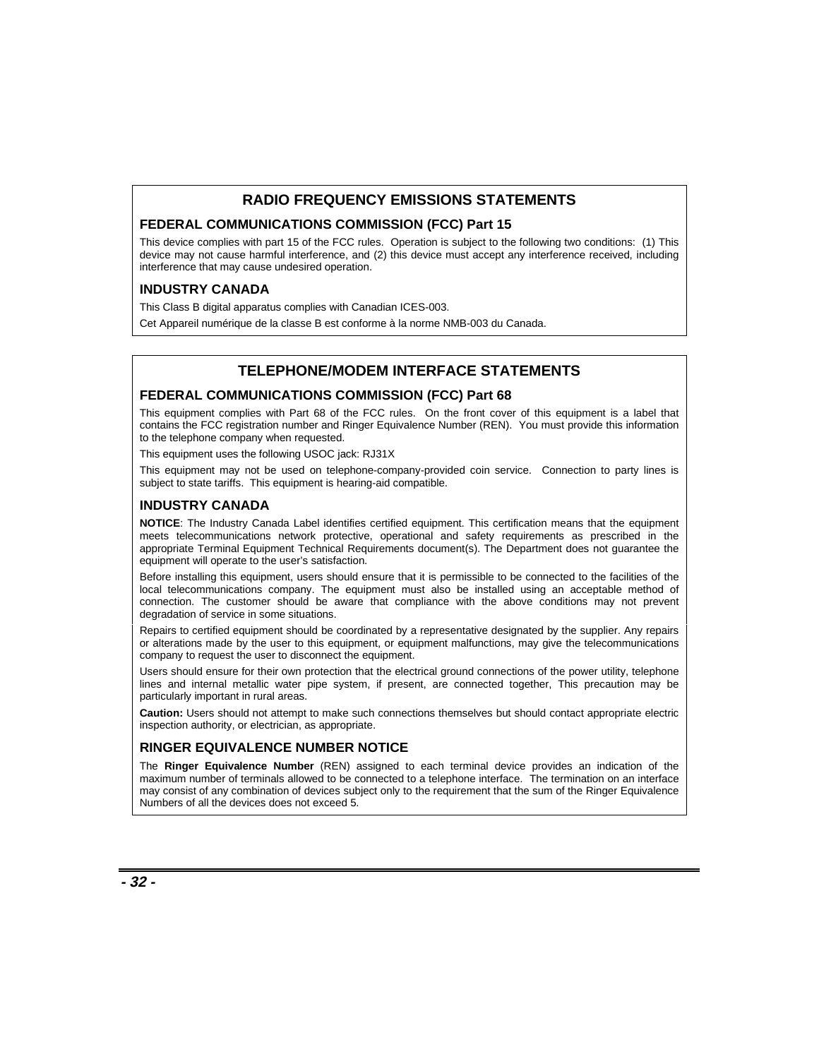## RADIO FREQUENCY EMISSIONS STATEMENTS

### FEDERAL COMMUNICATIONS COMMISSION (FCC) Part 15

This device complies with part 15 of the FCC rules. Operation is subject to the following two conditions: (1) This device may not cause harmful interference, and (2) this device must accept any interference received, including interference that may cause undesired operation.

### INDUSTRY CANADA

This Class B digital apparatus complies with Canadian ICES-003.

Cet Appareil numérique de la classe B est conforme à la norme NMB-003 du Canada.

## TELEPHONE/MODEM INTERFACE STATEMENTS

### FEDERAL COMMUNICATIONS COMMISSION (FCC) Part 68

This equipment complies with Part 68 of the FCC rules. On the front cover of this equipment is a label that contains the FCC registration number and Ringer Equivalence Number (REN). You must provide this information to the telephone company when requested.

This equipment uses the following USOC jack: RJ31X

This equipment may not be used on telephone-company-provided coin service. Connection to party lines is subject to state tariffs. This equipment is hearing-aid compatible.

### INDUSTRY CANADA

**NOTICE**: The Industry Canada Label identifies certified equipment. This certification means that the equipment meets telecommunications network protective, operational and safety requirements as prescribed in the appropriate Terminal Equipment Technical Requirements document(s). The Department does not guarantee the equipment will operate to the user's satisfaction.

Before installing this equipment, users should ensure that it is permissible to be connected to the facilities of the local telecommunications company. The equipment must also be installed using an acceptable method of connection. The customer should be aware that compliance with the above conditions may not prevent degradation of service in some situations.

Repairs to certified equipment should be coordinated by a representative designated by the supplier. Any repairs or alterations made by the user to this equipment, or equipment malfunctions, may give the telecommunications company to request the user to disconnect the equipment.

Users should ensure for their own protection that the electrical ground connections of the power utility, telephone lines and internal metallic water pipe system, if present, are connected together, This precaution may be particularly important in rural areas.

**Caution:** Users should not attempt to make such connections themselves but should contact appropriate electric inspection authority, or electrician, as appropriate.

### RINGER EQUIVALENCE NUMBER NOTICE

The **Ringer Equivalence Number** (REN) assigned to each terminal device provides an indication of the maximum number of terminals allowed to be connected to a telephone interface. The termination on an interface may consist of any combination of devices subject only to the requirement that the sum of the Ringer Equivalence Numbers of all the devices does not exceed 5.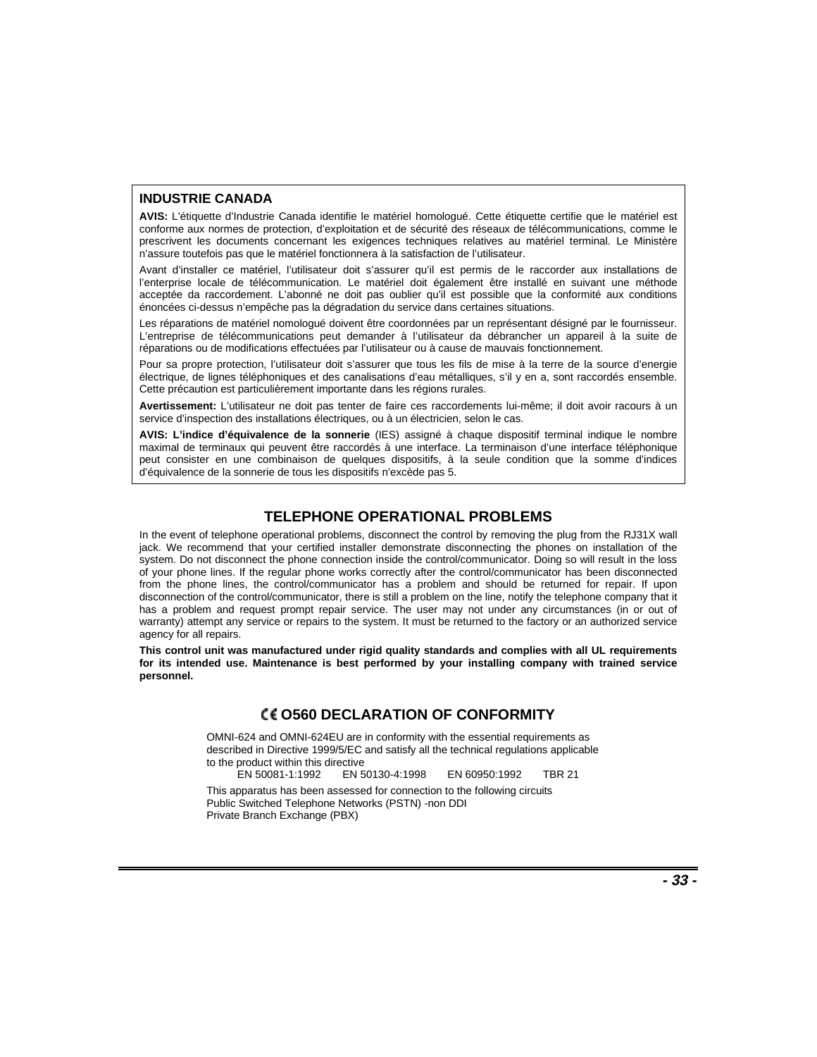## INDUSTRIE CANADA

**AVIS:** L'étiquette d'Industrie Canada identifie le matériel homologué. Cette étiquette certifie que le matériel est conforme aux normes de protection, d'exploitation et de sécurité des réseaux de télécommunications, comme le prescrivent les documents concernant les exigences techniques relatives au matériel terminal. Le Ministère n'assure toutefois pas que le matériel fonctionnera à la satisfaction de l'utilisateur.

Avant d'installer ce matériel, l'utilisateur doit s'assurer qu'il est permis de le raccorder aux installations de l'enterprise locale de télécommunication. Le matériel doit également être installé en suivant une méthode acceptée da raccordement. L'abonné ne doit pas oublier qu'il est possible que la conformité aux conditions énoncées ci-dessus n'empêche pas la dégradation du service dans certaines situations.

Les réparations de matériel nomologué doivent être coordonnées par un représentant désigné par le fournisseur. L'entreprise de télécommunications peut demander à l'utilisateur da débrancher un appareil à la suite de réparations ou de modifications effectuées par l'utilisateur ou à cause de mauvais fonctionnement.

Pour sa propre protection, l'utilisateur doit s'assurer que tous les fils de mise à la terre de la source d'energie électrique, de lignes téléphoniques et des canalisations d'eau métalliques, s'il y en a, sont raccordés ensemble. Cette précaution est particulièrement importante dans les régions rurales.

**Avertissement:** L'utilisateur ne doit pas tenter de faire ces raccordements lui-même; il doit avoir racours à un service d'inspection des installations électriques, ou à un électricien, selon le cas.

**AVIS: L'indice d'équivalence de la sonnerie** (IES) assigné à chaque dispositif terminal indique le nombre maximal de terminaux qui peuvent être raccordés à une interface. La terminaison d'une interface téléphonique peut consister en une combinaison de quelques dispositifs, à la seule condition que la somme d'indices d'équivalence de la sonnerie de tous les dispositifs n'excède pas 5.

## TELEPHONE OPERATIONAL PROBLEMS

In the event of telephone operational problems, disconnect the control by removing the plug from the RJ31X wall jack. We recommend that your certified installer demonstrate disconnecting the phones on installation of the system. Do not disconnect the phone connection inside the control/communicator. Doing so will result in the loss of your phone lines. If the regular phone works correctly after the control/communicator has been disconnected from the phone lines, the control/communicator has a problem and should be returned for repair. If upon disconnection of the control/communicator, there is still a problem on the line, notify the telephone company that it has a problem and request prompt repair service. The user may not under any circumstances (in or out of warranty) attempt any service or repairs to the system. It must be returned to the factory or an authorized service agency for all repairs.

**This control unit was manufactured under rigid quality standards and complies with all UL requirements for its intended use. Maintenance is best performed by your installing company with trained service personnel.**

## CE O560 DECLARATION OF CONFORMITY

OMNI-624 and OMNI-624EU are in conformity with the essential requirements as described in Directive 1999/5/EC and satisfy all the technical regulations applicable to the product within this directive

EN 50081-1:1992 EN 50130-4:1998 EN 60950:1992 TBR 21

This apparatus has been assessed for connection to the following circuits
Public Switched Telephone Networks (PSTN) -non DDI
Private Branch Exchange (PBX)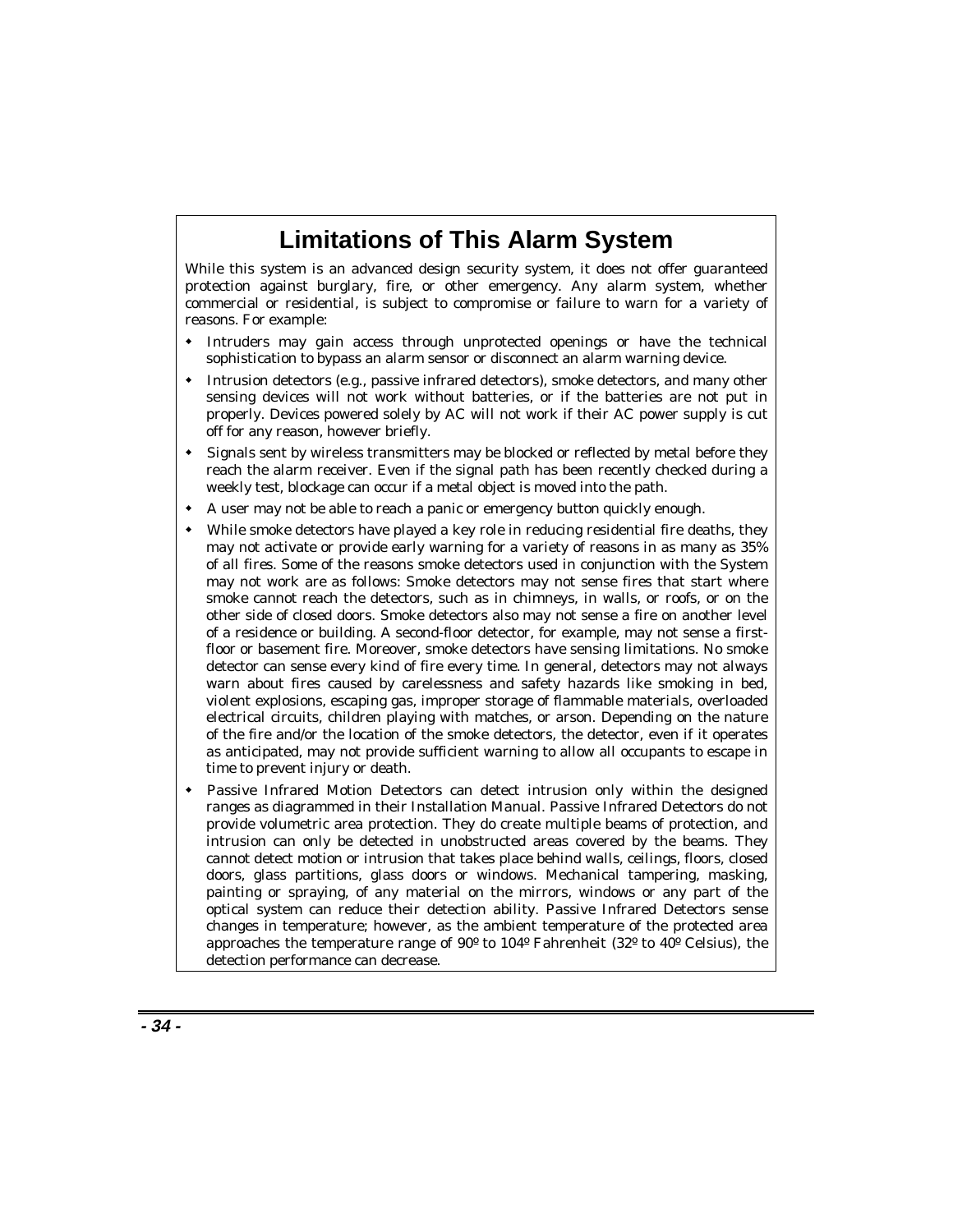# Limitations of This Alarm System

While this system is an advanced design security system, it does not offer guaranteed protection against burglary, fire, or other emergency. Any alarm system, whether commercial or residential, is subject to compromise or failure to warn for a variety of reasons. For example:

- Intruders may gain access through unprotected openings or have the technical sophistication to bypass an alarm sensor or disconnect an alarm warning device.
- Intrusion detectors (e.g., passive infrared detectors), smoke detectors, and many other sensing devices will not work without batteries, or if the batteries are not put in properly. Devices powered solely by AC will not work if their AC power supply is cut off for any reason, however briefly.
- Signals sent by wireless transmitters may be blocked or reflected by metal before they reach the alarm receiver. Even if the signal path has been recently checked during a weekly test, blockage can occur if a metal object is moved into the path.
- A user may not be able to reach a panic or emergency button quickly enough.
- While smoke detectors have played a key role in reducing residential fire deaths, they may not activate or provide early warning for a variety of reasons in as many as 35% of all fires. Some of the reasons smoke detectors used in conjunction with the System may not work are as follows: Smoke detectors may not sense fires that start where smoke cannot reach the detectors, such as in chimneys, in walls, or roofs, or on the other side of closed doors. Smoke detectors also may not sense a fire on another level of a residence or building. A second-floor detector, for example, may not sense a first-floor or basement fire. Moreover, smoke detectors have sensing limitations. No smoke detector can sense every kind of fire every time. In general, detectors may not always warn about fires caused by carelessness and safety hazards like smoking in bed, violent explosions, escaping gas, improper storage of flammable materials, overloaded electrical circuits, children playing with matches, or arson. Depending on the nature of the fire and/or the location of the smoke detectors, the detector, even if it operates as anticipated, may not provide sufficient warning to allow all occupants to escape in time to prevent injury or death.
- Passive Infrared Motion Detectors can detect intrusion only within the designed ranges as diagrammed in their Installation Manual. Passive Infrared Detectors do not provide volumetric area protection. They do create multiple beams of protection, and intrusion can only be detected in unobstructed areas covered by the beams. They cannot detect motion or intrusion that takes place behind walls, ceilings, floors, closed doors, glass partitions, glass doors or windows. Mechanical tampering, masking, painting or spraying, of any material on the mirrors, windows or any part of the optical system can reduce their detection ability. Passive Infrared Detectors sense changes in temperature; however, as the ambient temperature of the protected area approaches the temperature range of 90º to 104º Fahrenheit (32º to 40º Celsius), the detection performance can decrease.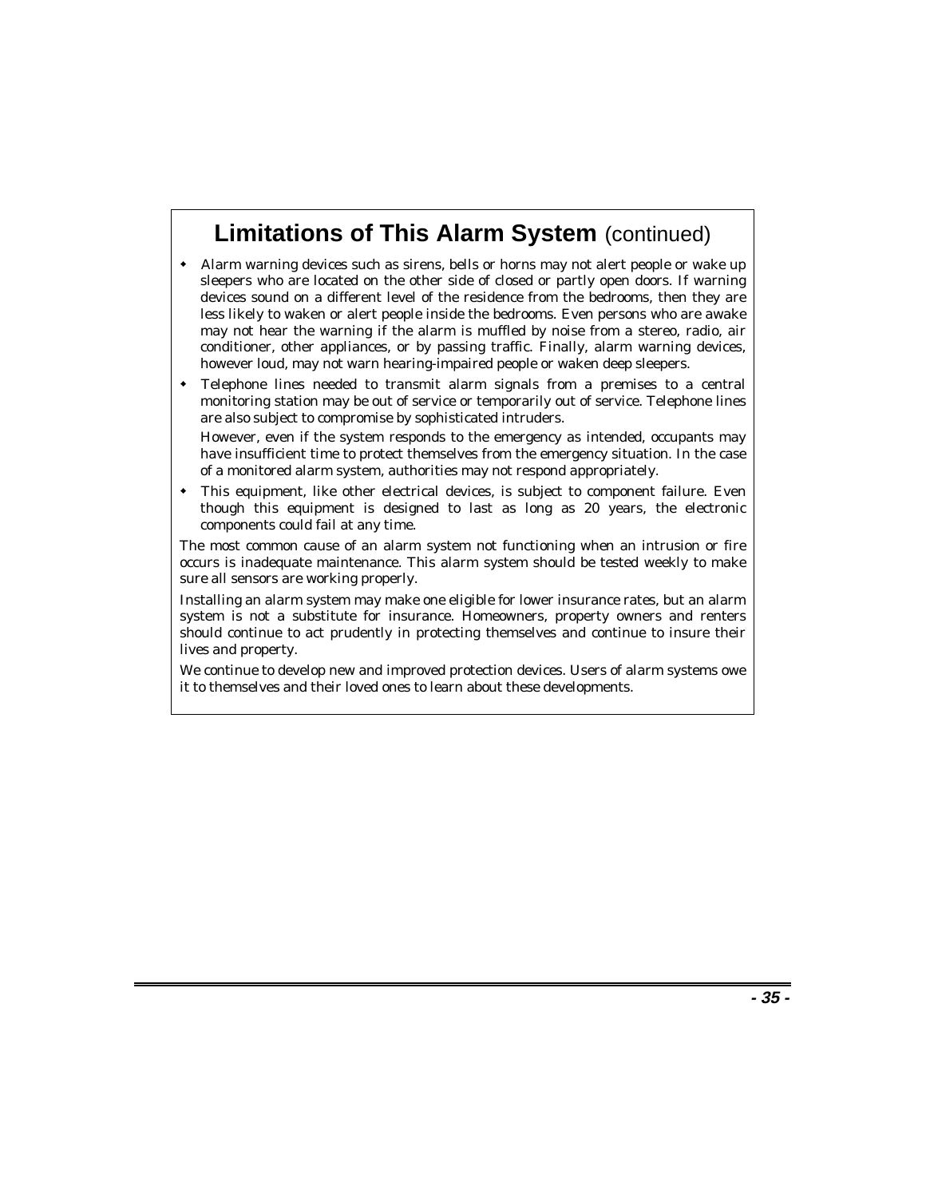## Limitations of This Alarm System (continued)

- Alarm warning devices such as sirens, bells or horns may not alert people or wake up sleepers who are located on the other side of closed or partly open doors. If warning devices sound on a different level of the residence from the bedrooms, then they are less likely to waken or alert people inside the bedrooms. Even persons who are awake may not hear the warning if the alarm is muffled by noise from a stereo, radio, air conditioner, other appliances, or by passing traffic. Finally, alarm warning devices, however loud, may not warn hearing-impaired people or waken deep sleepers.
- Telephone lines needed to transmit alarm signals from a premises to a central monitoring station may be out of service or temporarily out of service. Telephone lines are also subject to compromise by sophisticated intruders.

  However, even if the system responds to the emergency as intended, occupants may have insufficient time to protect themselves from the emergency situation. In the case of a monitored alarm system, authorities may not respond appropriately.
- This equipment, like other electrical devices, is subject to component failure. Even though this equipment is designed to last as long as 20 years, the electronic components could fail at any time.

The most common cause of an alarm system not functioning when an intrusion or fire occurs is inadequate maintenance. This alarm system should be tested weekly to make sure all sensors are working properly.

Installing an alarm system may make one eligible for lower insurance rates, but an alarm system is not a substitute for insurance. Homeowners, property owners and renters should continue to act prudently in protecting themselves and continue to insure their lives and property.

We continue to develop new and improved protection devices. Users of alarm systems owe it to themselves and their loved ones to learn about these developments.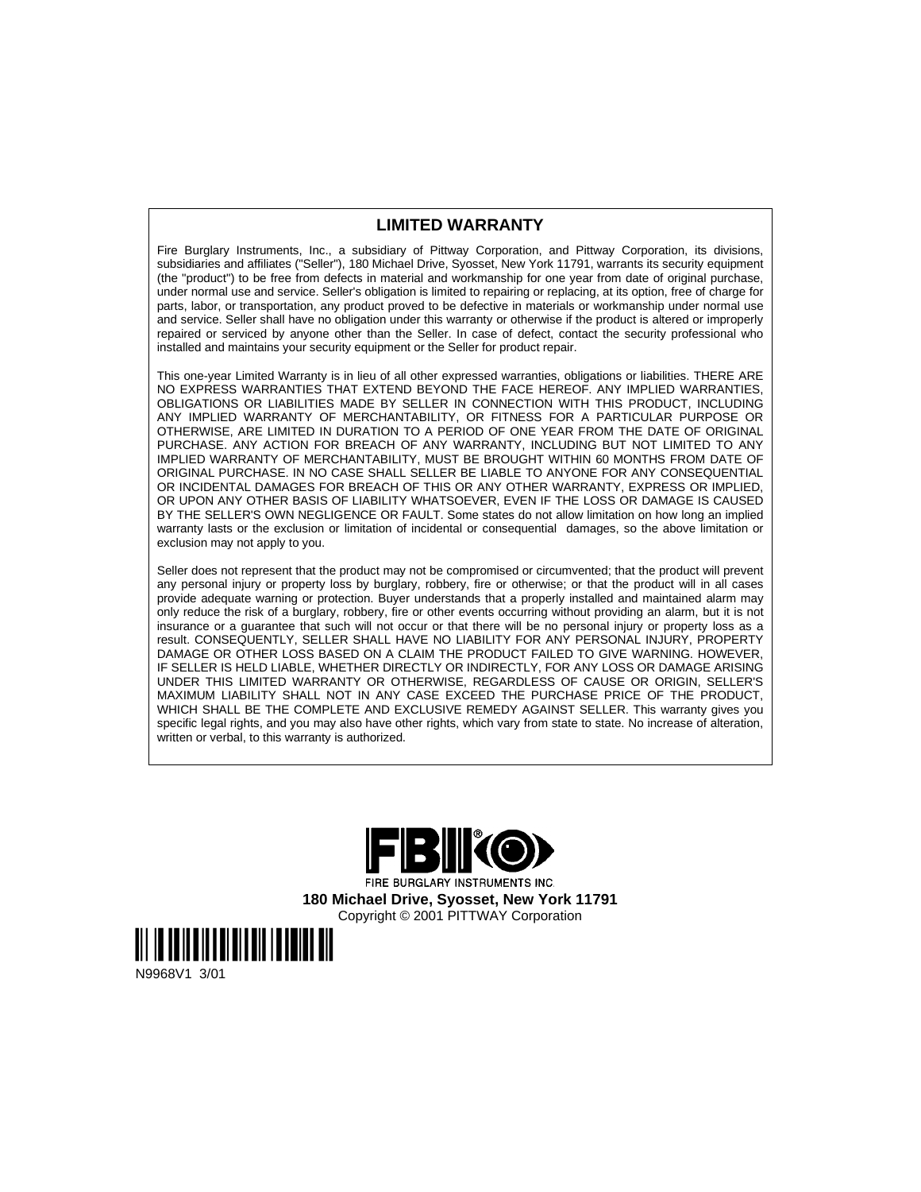## LIMITED WARRANTY

Fire Burglary Instruments, Inc., a subsidiary of Pittway Corporation, and Pittway Corporation, its divisions, subsidiaries and affiliates ("Seller"), 180 Michael Drive, Syosset, New York 11791, warrants its security equipment (the "product") to be free from defects in material and workmanship for one year from date of original purchase, under normal use and service. Seller's obligation is limited to repairing or replacing, at its option, free of charge for parts, labor, or transportation, any product proved to be defective in materials or workmanship under normal use and service. Seller shall have no obligation under this warranty or otherwise if the product is altered or improperly repaired or serviced by anyone other than the Seller. In case of defect, contact the security professional who installed and maintains your security equipment or the Seller for product repair.

This one-year Limited Warranty is in lieu of all other expressed warranties, obligations or liabilities. THERE ARE NO EXPRESS WARRANTIES THAT EXTEND BEYOND THE FACE HEREOF. ANY IMPLIED WARRANTIES, OBLIGATIONS OR LIABILITIES MADE BY SELLER IN CONNECTION WITH THIS PRODUCT, INCLUDING ANY IMPLIED WARRANTY OF MERCHANTABILITY, OR FITNESS FOR A PARTICULAR PURPOSE OR OTHERWISE, ARE LIMITED IN DURATION TO A PERIOD OF ONE YEAR FROM THE DATE OF ORIGINAL PURCHASE. ANY ACTION FOR BREACH OF ANY WARRANTY, INCLUDING BUT NOT LIMITED TO ANY IMPLIED WARRANTY OF MERCHANTABILITY, MUST BE BROUGHT WITHIN 60 MONTHS FROM DATE OF ORIGINAL PURCHASE. IN NO CASE SHALL SELLER BE LIABLE TO ANYONE FOR ANY CONSEQUENTIAL OR INCIDENTAL DAMAGES FOR BREACH OF THIS OR ANY OTHER WARRANTY, EXPRESS OR IMPLIED, OR UPON ANY OTHER BASIS OF LIABILITY WHATSOEVER, EVEN IF THE LOSS OR DAMAGE IS CAUSED BY THE SELLER'S OWN NEGLIGENCE OR FAULT. Some states do not allow limitation on how long an implied warranty lasts or the exclusion or limitation of incidental or consequential damages, so the above limitation or exclusion may not apply to you.

Seller does not represent that the product may not be compromised or circumvented; that the product will prevent any personal injury or property loss by burglary, robbery, fire or otherwise; or that the product will in all cases provide adequate warning or protection. Buyer understands that a properly installed and maintained alarm may only reduce the risk of a burglary, robbery, fire or other events occurring without providing an alarm, but it is not insurance or a guarantee that such will not occur or that there will be no personal injury or property loss as a result. CONSEQUENTLY, SELLER SHALL HAVE NO LIABILITY FOR ANY PERSONAL INJURY, PROPERTY DAMAGE OR OTHER LOSS BASED ON A CLAIM THE PRODUCT FAILED TO GIVE WARNING. HOWEVER, IF SELLER IS HELD LIABLE, WHETHER DIRECTLY OR INDIRECTLY, FOR ANY LOSS OR DAMAGE ARISING UNDER THIS LIMITED WARRANTY OR OTHERWISE, REGARDLESS OF CAUSE OR ORIGIN, SELLER'S MAXIMUM LIABILITY SHALL NOT IN ANY CASE EXCEED THE PURCHASE PRICE OF THE PRODUCT, WHICH SHALL BE THE COMPLETE AND EXCLUSIVE REMEDY AGAINST SELLER. This warranty gives you specific legal rights, and you may also have other rights, which vary from state to state. No increase of alteration, written or verbal, to this warranty is authorized.

FBII®

FIRE BURGLARY INSTRUMENTS INC.

**180 Michael Drive, Syosset, New York 11791**

Copyright © 2001 PITTWAY Corporation

N9968V1 3/01